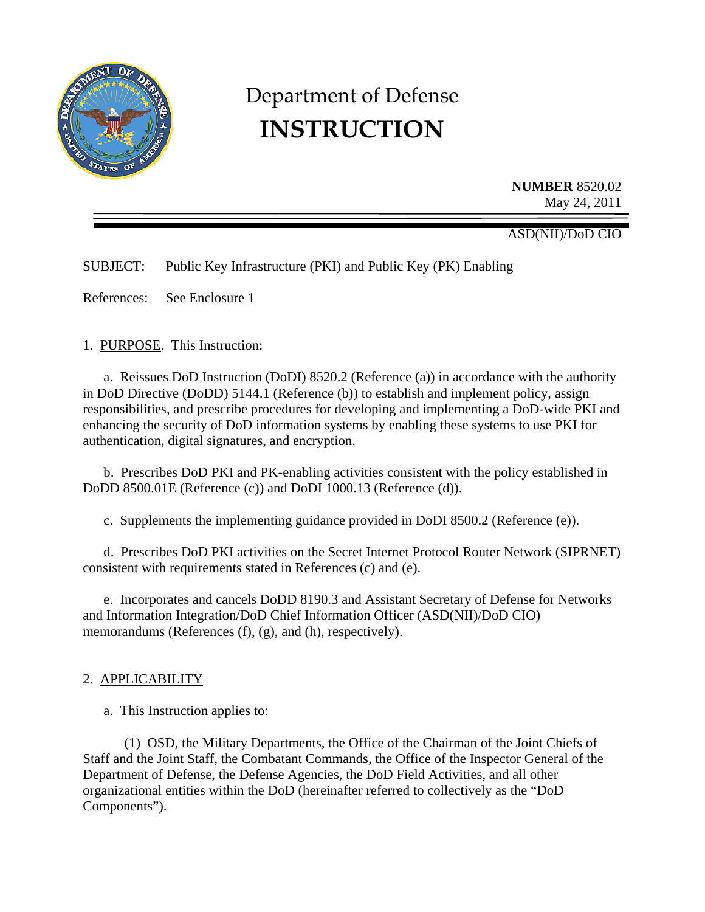# Department of Defense
# INSTRUCTION

**NUMBER** 8520.02
May 24, 2011

ASD(NII)/DoD CIO

SUBJECT: Public Key Infrastructure (PKI) and Public Key (PK) Enabling

References: See Enclosure 1

1. PURPOSE. This Instruction:

a. Reissues DoD Instruction (DoDI) 8520.2 (Reference (a)) in accordance with the authority in DoD Directive (DoDD) 5144.1 (Reference (b)) to establish and implement policy, assign responsibilities, and prescribe procedures for developing and implementing a DoD-wide PKI and enhancing the security of DoD information systems by enabling these systems to use PKI for authentication, digital signatures, and encryption.

b. Prescribes DoD PKI and PK-enabling activities consistent with the policy established in DoDD 8500.01E (Reference (c)) and DoDI 1000.13 (Reference (d)).

c. Supplements the implementing guidance provided in DoDI 8500.2 (Reference (e)).

d. Prescribes DoD PKI activities on the Secret Internet Protocol Router Network (SIPRNET) consistent with requirements stated in References (c) and (e).

e. Incorporates and cancels DoDD 8190.3 and Assistant Secretary of Defense for Networks and Information Integration/DoD Chief Information Officer (ASD(NII)/DoD CIO) memorandums (References (f), (g), and (h), respectively).

2. APPLICABILITY

a. This Instruction applies to:

(1) OSD, the Military Departments, the Office of the Chairman of the Joint Chiefs of Staff and the Joint Staff, the Combatant Commands, the Office of the Inspector General of the Department of Defense, the Defense Agencies, the DoD Field Activities, and all other organizational entities within the DoD (hereinafter referred to collectively as the "DoD Components").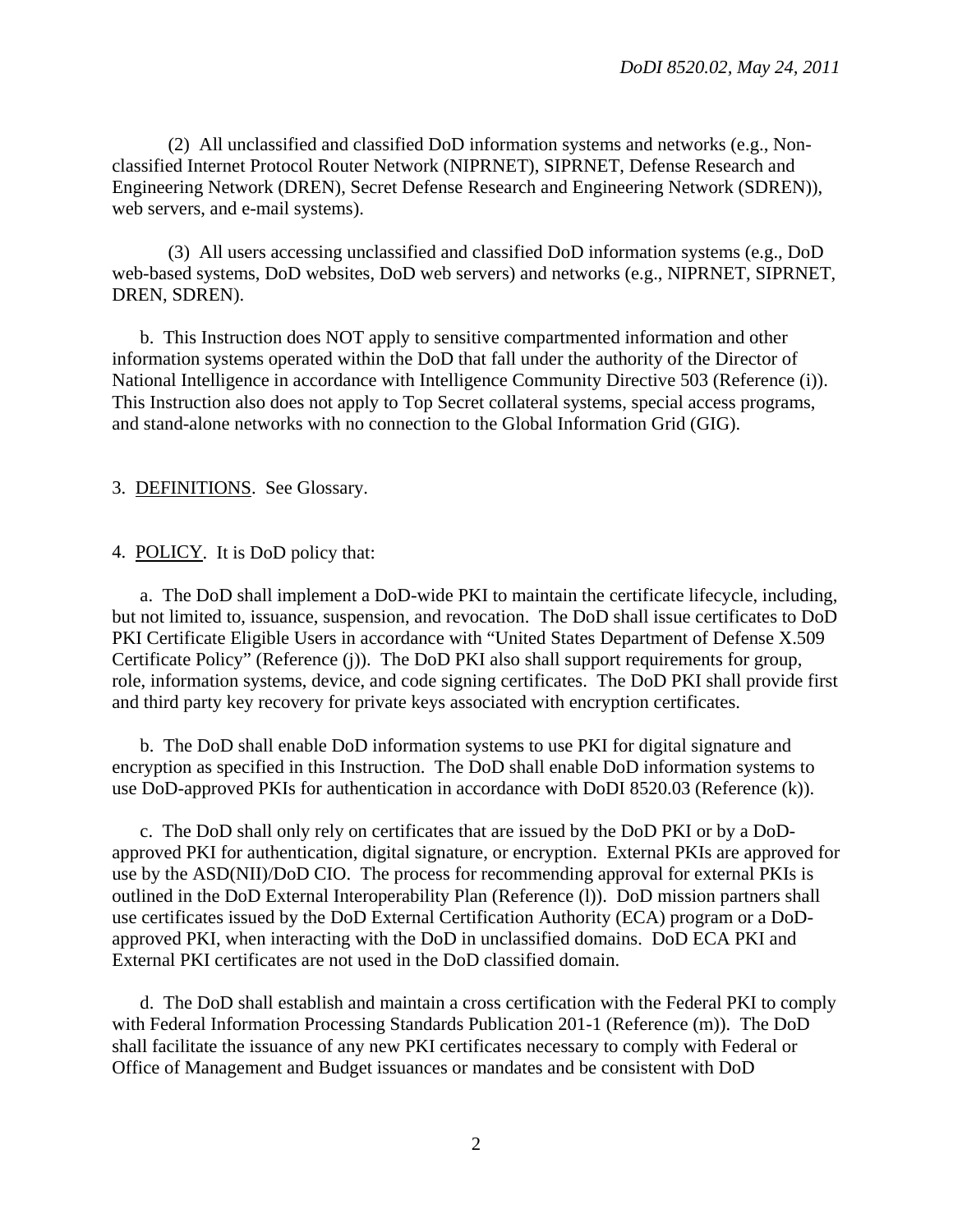(2) All unclassified and classified DoD information systems and networks (e.g., Non-classified Internet Protocol Router Network (NIPRNET), SIPRNET, Defense Research and Engineering Network (DREN), Secret Defense Research and Engineering Network (SDREN)), web servers, and e-mail systems).

(3) All users accessing unclassified and classified DoD information systems (e.g., DoD web-based systems, DoD websites, DoD web servers) and networks (e.g., NIPRNET, SIPRNET, DREN, SDREN).

b. This Instruction does NOT apply to sensitive compartmented information and other information systems operated within the DoD that fall under the authority of the Director of National Intelligence in accordance with Intelligence Community Directive 503 (Reference (i)). This Instruction also does not apply to Top Secret collateral systems, special access programs, and stand-alone networks with no connection to the Global Information Grid (GIG).

3. <u>DEFINITIONS</u>. See Glossary.

4. <u>POLICY</u>. It is DoD policy that:

a. The DoD shall implement a DoD-wide PKI to maintain the certificate lifecycle, including, but not limited to, issuance, suspension, and revocation. The DoD shall issue certificates to DoD PKI Certificate Eligible Users in accordance with "United States Department of Defense X.509 Certificate Policy" (Reference (j)). The DoD PKI also shall support requirements for group, role, information systems, device, and code signing certificates. The DoD PKI shall provide first and third party key recovery for private keys associated with encryption certificates.

b. The DoD shall enable DoD information systems to use PKI for digital signature and encryption as specified in this Instruction. The DoD shall enable DoD information systems to use DoD-approved PKIs for authentication in accordance with DoDI 8520.03 (Reference (k)).

c. The DoD shall only rely on certificates that are issued by the DoD PKI or by a DoD-approved PKI for authentication, digital signature, or encryption. External PKIs are approved for use by the ASD(NII)/DoD CIO. The process for recommending approval for external PKIs is outlined in the DoD External Interoperability Plan (Reference (l)). DoD mission partners shall use certificates issued by the DoD External Certification Authority (ECA) program or a DoD-approved PKI, when interacting with the DoD in unclassified domains. DoD ECA PKI and External PKI certificates are not used in the DoD classified domain.

d. The DoD shall establish and maintain a cross certification with the Federal PKI to comply with Federal Information Processing Standards Publication 201-1 (Reference (m)). The DoD shall facilitate the issuance of any new PKI certificates necessary to comply with Federal or Office of Management and Budget issuances or mandates and be consistent with DoD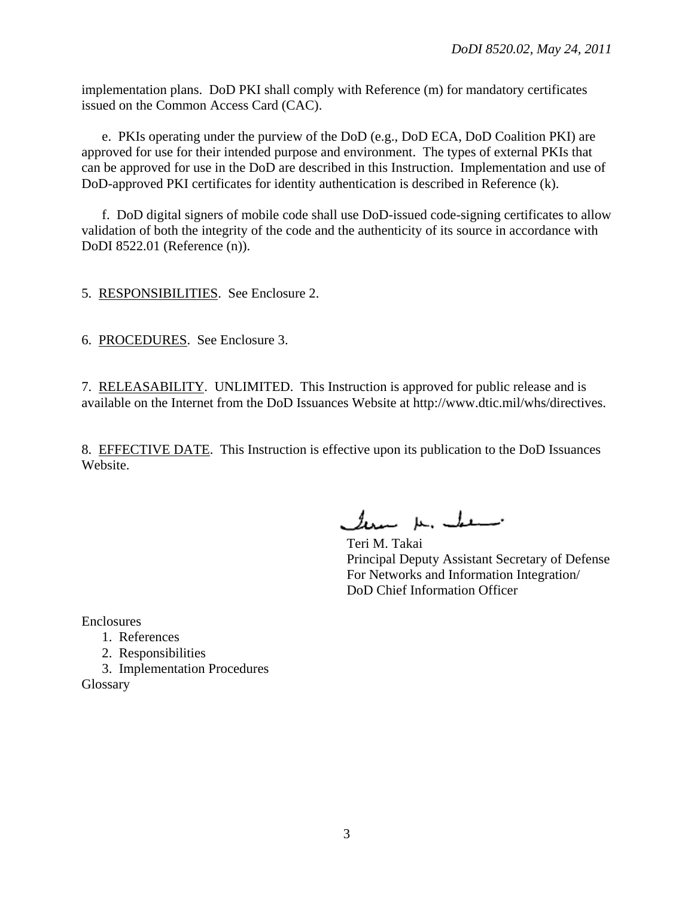implementation plans. DoD PKI shall comply with Reference (m) for mandatory certificates issued on the Common Access Card (CAC).

e. PKIs operating under the purview of the DoD (e.g., DoD ECA, DoD Coalition PKI) are approved for use for their intended purpose and environment. The types of external PKIs that can be approved for use in the DoD are described in this Instruction. Implementation and use of DoD-approved PKI certificates for identity authentication is described in Reference (k).

f. DoD digital signers of mobile code shall use DoD-issued code-signing certificates to allow validation of both the integrity of the code and the authenticity of its source in accordance with DoDI 8522.01 (Reference (n)).

5. RESPONSIBILITIES. See Enclosure 2.

6. PROCEDURES. See Enclosure 3.

7. RELEASABILITY. UNLIMITED. This Instruction is approved for public release and is available on the Internet from the DoD Issuances Website at http://www.dtic.mil/whs/directives.

8. EFFECTIVE DATE. This Instruction is effective upon its publication to the DoD Issuances Website.

Teri M. Takai
Principal Deputy Assistant Secretary of Defense
For Networks and Information Integration/
DoD Chief Information Officer

Enclosures
1. References
2. Responsibilities
3. Implementation Procedures
Glossary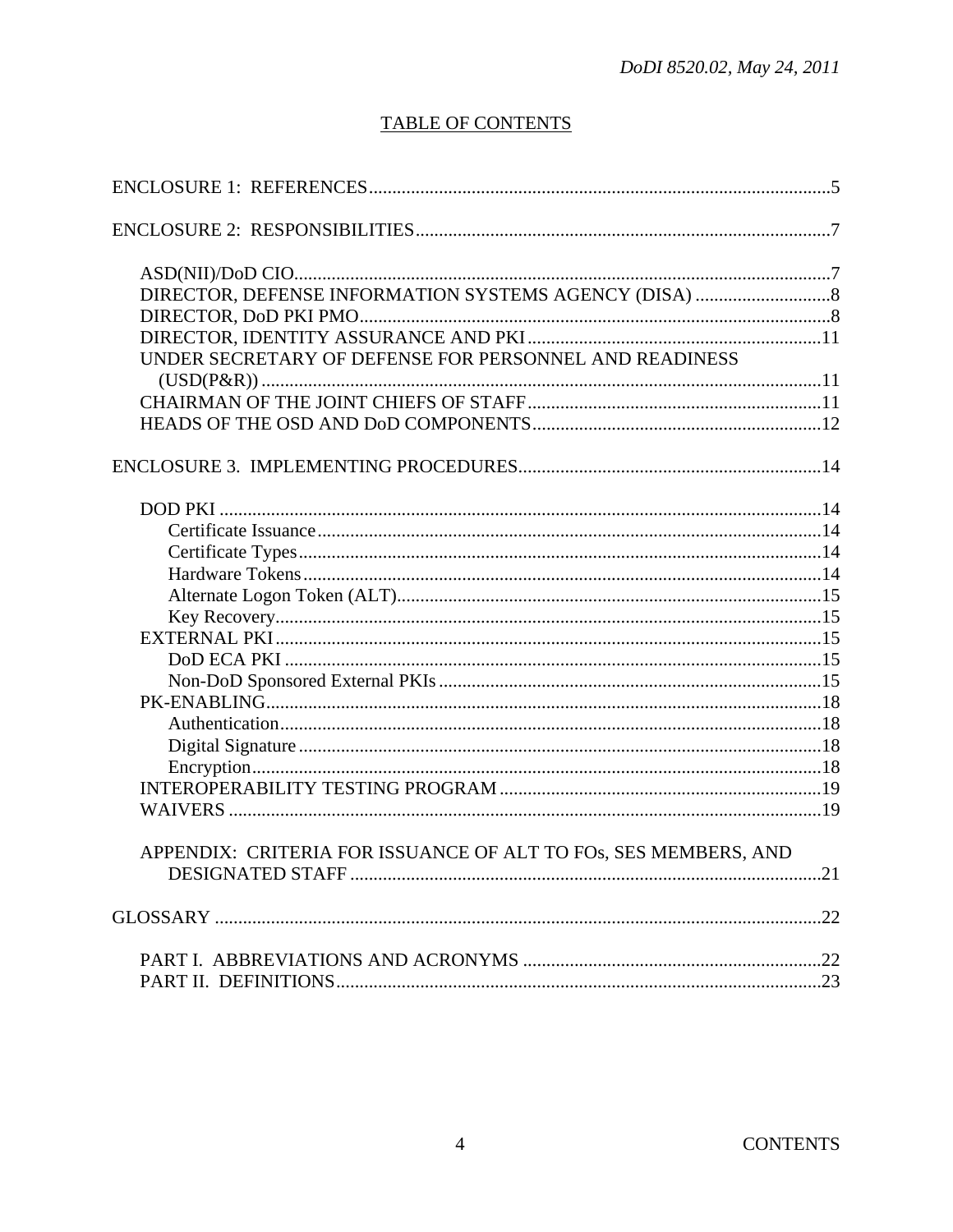## TABLE OF CONTENTS

ENCLOSURE 1: REFERENCES .....5

ENCLOSURE 2: RESPONSIBILITIES .....7

- ASD(NII)/DoD CIO .....7
- DIRECTOR, DEFENSE INFORMATION SYSTEMS AGENCY (DISA) .....8
- DIRECTOR, DoD PKI PMO .....8
- DIRECTOR, IDENTITY ASSURANCE AND PKI .....11
- UNDER SECRETARY OF DEFENSE FOR PERSONNEL AND READINESS (USD(P&R)) .....11
- CHAIRMAN OF THE JOINT CHIEFS OF STAFF .....11
- HEADS OF THE OSD AND DoD COMPONENTS .....12

ENCLOSURE 3. IMPLEMENTING PROCEDURES .....14

- DOD PKI .....14
  - Certificate Issuance .....14
  - Certificate Types .....14
  - Hardware Tokens .....14
  - Alternate Logon Token (ALT) .....15
  - Key Recovery .....15
- EXTERNAL PKI .....15
  - DoD ECA PKI .....15
  - Non-DoD Sponsored External PKIs .....15
- PK-ENABLING .....18
  - Authentication .....18
  - Digital Signature .....18
  - Encryption .....18
- INTEROPERABILITY TESTING PROGRAM .....19
- WAIVERS .....19

- APPENDIX: CRITERIA FOR ISSUANCE OF ALT TO FOs, SES MEMBERS, AND DESIGNATED STAFF .....21

GLOSSARY .....22

- PART I. ABBREVIATIONS AND ACRONYMS .....22
- PART II. DEFINITIONS .....23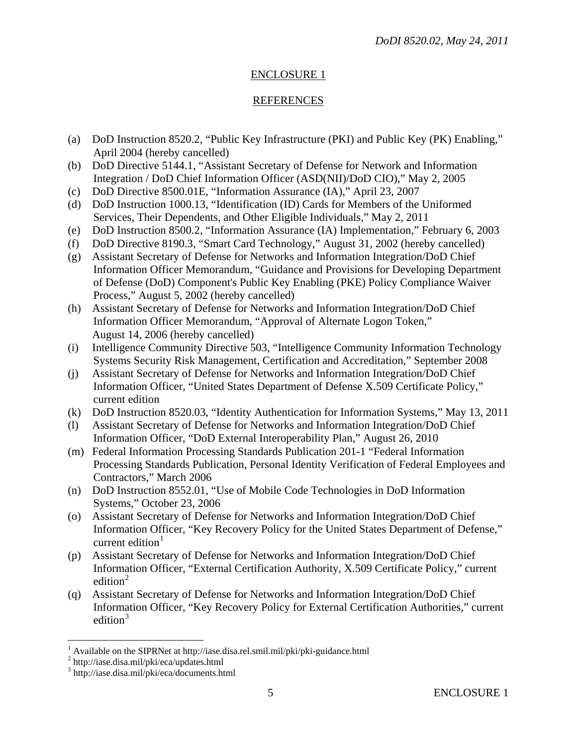## ENCLOSURE 1

## REFERENCES

(a) DoD Instruction 8520.2, "Public Key Infrastructure (PKI) and Public Key (PK) Enabling," April 2004 (hereby cancelled)

(b) DoD Directive 5144.1, "Assistant Secretary of Defense for Network and Information Integration / DoD Chief Information Officer (ASD(NII)/DoD CIO)," May 2, 2005

(c) DoD Directive 8500.01E, "Information Assurance (IA)," April 23, 2007

(d) DoD Instruction 1000.13, "Identification (ID) Cards for Members of the Uniformed Services, Their Dependents, and Other Eligible Individuals," May 2, 2011

(e) DoD Instruction 8500.2, "Information Assurance (IA) Implementation," February 6, 2003

(f) DoD Directive 8190.3, "Smart Card Technology," August 31, 2002 (hereby cancelled)

(g) Assistant Secretary of Defense for Networks and Information Integration/DoD Chief Information Officer Memorandum, "Guidance and Provisions for Developing Department of Defense (DoD) Component's Public Key Enabling (PKE) Policy Compliance Waiver Process," August 5, 2002 (hereby cancelled)

(h) Assistant Secretary of Defense for Networks and Information Integration/DoD Chief Information Officer Memorandum, "Approval of Alternate Logon Token," August 14, 2006 (hereby cancelled)

(i) Intelligence Community Directive 503, "Intelligence Community Information Technology Systems Security Risk Management, Certification and Accreditation," September 2008

(j) Assistant Secretary of Defense for Networks and Information Integration/DoD Chief Information Officer, "United States Department of Defense X.509 Certificate Policy," current edition

(k) DoD Instruction 8520.03, "Identity Authentication for Information Systems," May 13, 2011

(l) Assistant Secretary of Defense for Networks and Information Integration/DoD Chief Information Officer, "DoD External Interoperability Plan," August 26, 2010

(m) Federal Information Processing Standards Publication 201-1 "Federal Information Processing Standards Publication, Personal Identity Verification of Federal Employees and Contractors," March 2006

(n) DoD Instruction 8552.01, "Use of Mobile Code Technologies in DoD Information Systems," October 23, 2006

(o) Assistant Secretary of Defense for Networks and Information Integration/DoD Chief Information Officer, "Key Recovery Policy for the United States Department of Defense," current edition[1]

(p) Assistant Secretary of Defense for Networks and Information Integration/DoD Chief Information Officer, "External Certification Authority, X.509 Certificate Policy," current edition[2]

(q) Assistant Secretary of Defense for Networks and Information Integration/DoD Chief Information Officer, "Key Recovery Policy for External Certification Authorities," current edition[3]

---

[1] Available on the SIPRNet at http://iase.disa.rel.smil.mil/pki/pki-guidance.html

[2] http://iase.disa.mil/pki/eca/updates.html

[3] http://iase.disa.mil/pki/eca/documents.html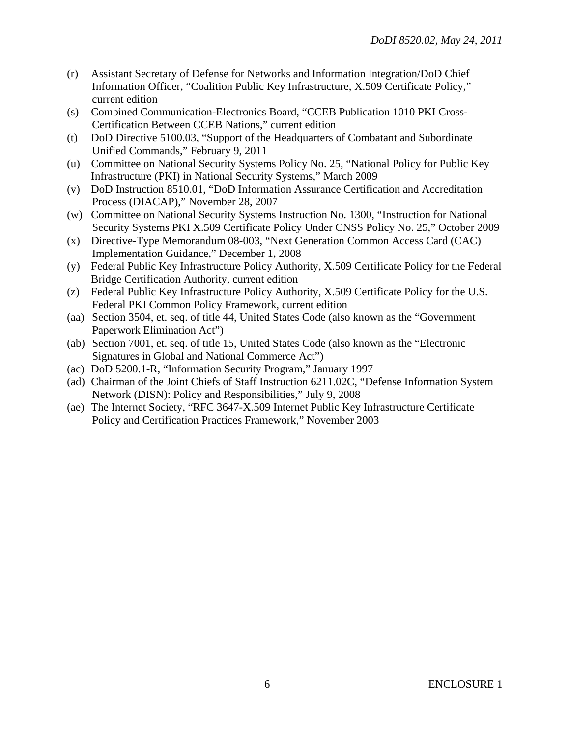(r) Assistant Secretary of Defense for Networks and Information Integration/DoD Chief Information Officer, "Coalition Public Key Infrastructure, X.509 Certificate Policy," current edition

(s) Combined Communication-Electronics Board, "CCEB Publication 1010 PKI Cross-Certification Between CCEB Nations," current edition

(t) DoD Directive 5100.03, "Support of the Headquarters of Combatant and Subordinate Unified Commands," February 9, 2011

(u) Committee on National Security Systems Policy No. 25, "National Policy for Public Key Infrastructure (PKI) in National Security Systems," March 2009

(v) DoD Instruction 8510.01, "DoD Information Assurance Certification and Accreditation Process (DIACAP)," November 28, 2007

(w) Committee on National Security Systems Instruction No. 1300, "Instruction for National Security Systems PKI X.509 Certificate Policy Under CNSS Policy No. 25," October 2009

(x) Directive-Type Memorandum 08-003, "Next Generation Common Access Card (CAC) Implementation Guidance," December 1, 2008

(y) Federal Public Key Infrastructure Policy Authority, X.509 Certificate Policy for the Federal Bridge Certification Authority, current edition

(z) Federal Public Key Infrastructure Policy Authority, X.509 Certificate Policy for the U.S. Federal PKI Common Policy Framework, current edition

(aa) Section 3504, et. seq. of title 44, United States Code (also known as the "Government Paperwork Elimination Act")

(ab) Section 7001, et. seq. of title 15, United States Code (also known as the "Electronic Signatures in Global and National Commerce Act")

(ac) DoD 5200.1-R, "Information Security Program," January 1997

(ad) Chairman of the Joint Chiefs of Staff Instruction 6211.02C, "Defense Information System Network (DISN): Policy and Responsibilities," July 9, 2008

(ae) The Internet Society, "RFC 3647-X.509 Internet Public Key Infrastructure Certificate Policy and Certification Practices Framework," November 2003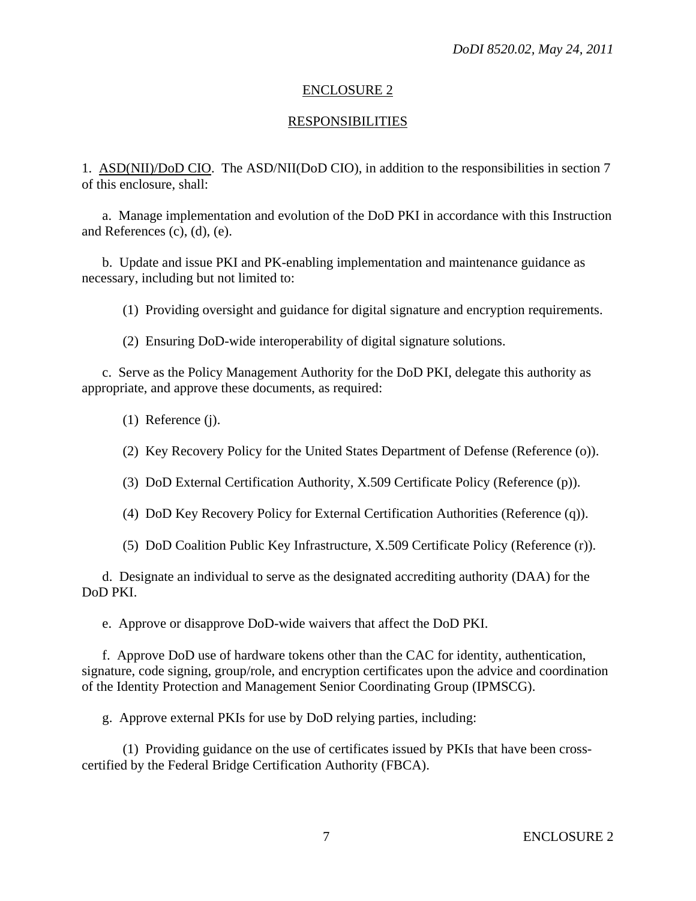## ENCLOSURE 2

## RESPONSIBILITIES

1. ASD(NII)/DoD CIO. The ASD/NII(DoD CIO), in addition to the responsibilities in section 7 of this enclosure, shall:

a. Manage implementation and evolution of the DoD PKI in accordance with this Instruction and References (c), (d), (e).

b. Update and issue PKI and PK-enabling implementation and maintenance guidance as necessary, including but not limited to:

(1) Providing oversight and guidance for digital signature and encryption requirements.

(2) Ensuring DoD-wide interoperability of digital signature solutions.

c. Serve as the Policy Management Authority for the DoD PKI, delegate this authority as appropriate, and approve these documents, as required:

(1) Reference (j).

(2) Key Recovery Policy for the United States Department of Defense (Reference (o)).

(3) DoD External Certification Authority, X.509 Certificate Policy (Reference (p)).

(4) DoD Key Recovery Policy for External Certification Authorities (Reference (q)).

(5) DoD Coalition Public Key Infrastructure, X.509 Certificate Policy (Reference (r)).

d. Designate an individual to serve as the designated accrediting authority (DAA) for the DoD PKI.

e. Approve or disapprove DoD-wide waivers that affect the DoD PKI.

f. Approve DoD use of hardware tokens other than the CAC for identity, authentication, signature, code signing, group/role, and encryption certificates upon the advice and coordination of the Identity Protection and Management Senior Coordinating Group (IPMSCG).

g. Approve external PKIs for use by DoD relying parties, including:

(1) Providing guidance on the use of certificates issued by PKIs that have been cross-certified by the Federal Bridge Certification Authority (FBCA).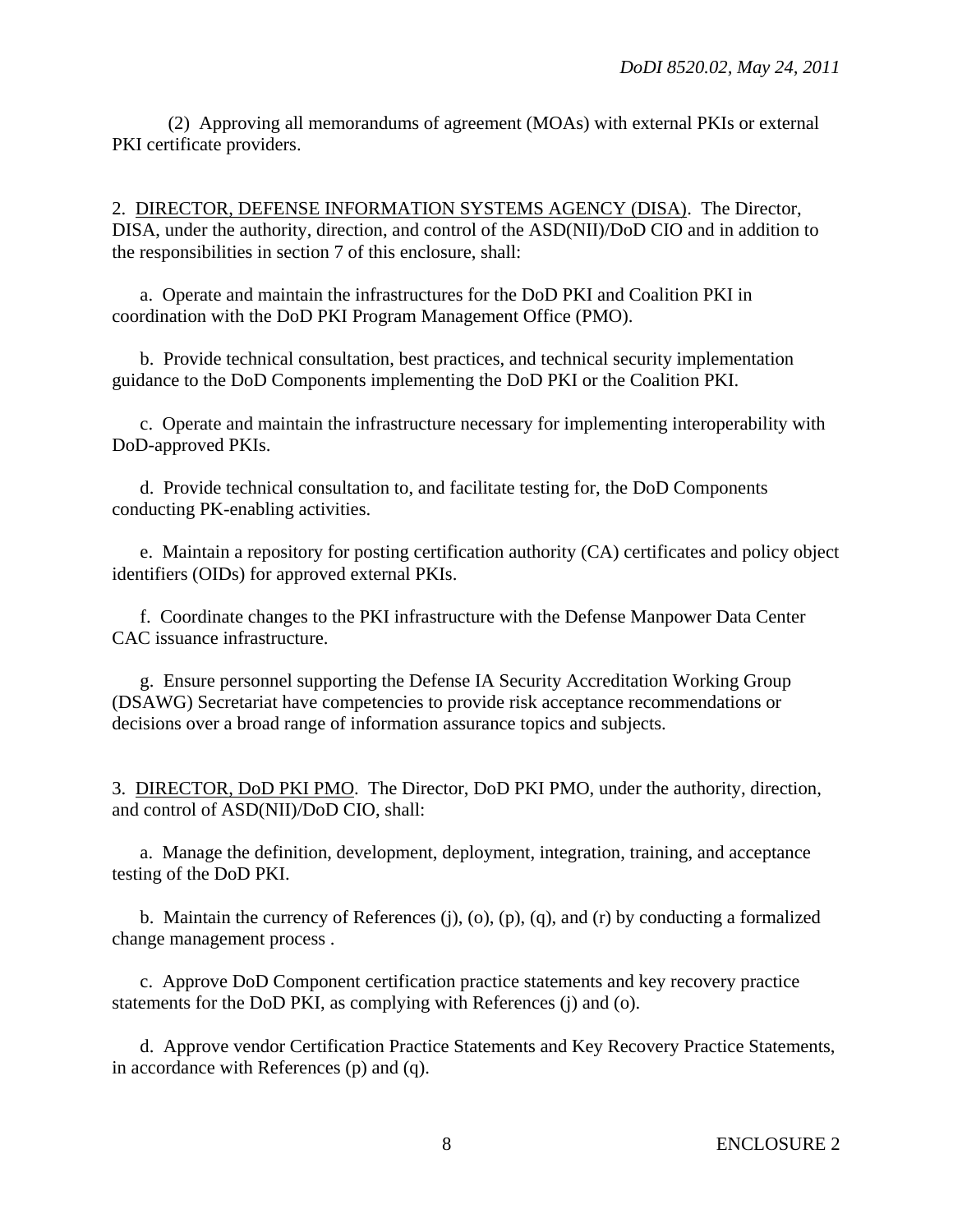(2) Approving all memorandums of agreement (MOAs) with external PKIs or external PKI certificate providers.

2. DIRECTOR, DEFENSE INFORMATION SYSTEMS AGENCY (DISA). The Director, DISA, under the authority, direction, and control of the ASD(NII)/DoD CIO and in addition to the responsibilities in section 7 of this enclosure, shall:

a. Operate and maintain the infrastructures for the DoD PKI and Coalition PKI in coordination with the DoD PKI Program Management Office (PMO).

b. Provide technical consultation, best practices, and technical security implementation guidance to the DoD Components implementing the DoD PKI or the Coalition PKI.

c. Operate and maintain the infrastructure necessary for implementing interoperability with DoD-approved PKIs.

d. Provide technical consultation to, and facilitate testing for, the DoD Components conducting PK-enabling activities.

e. Maintain a repository for posting certification authority (CA) certificates and policy object identifiers (OIDs) for approved external PKIs.

f. Coordinate changes to the PKI infrastructure with the Defense Manpower Data Center CAC issuance infrastructure.

g. Ensure personnel supporting the Defense IA Security Accreditation Working Group (DSAWG) Secretariat have competencies to provide risk acceptance recommendations or decisions over a broad range of information assurance topics and subjects.

3. DIRECTOR, DoD PKI PMO. The Director, DoD PKI PMO, under the authority, direction, and control of ASD(NII)/DoD CIO, shall:

a. Manage the definition, development, deployment, integration, training, and acceptance testing of the DoD PKI.

b. Maintain the currency of References (j), (o), (p), (q), and (r) by conducting a formalized change management process .

c. Approve DoD Component certification practice statements and key recovery practice statements for the DoD PKI, as complying with References (j) and (o).

d. Approve vendor Certification Practice Statements and Key Recovery Practice Statements, in accordance with References (p) and (q).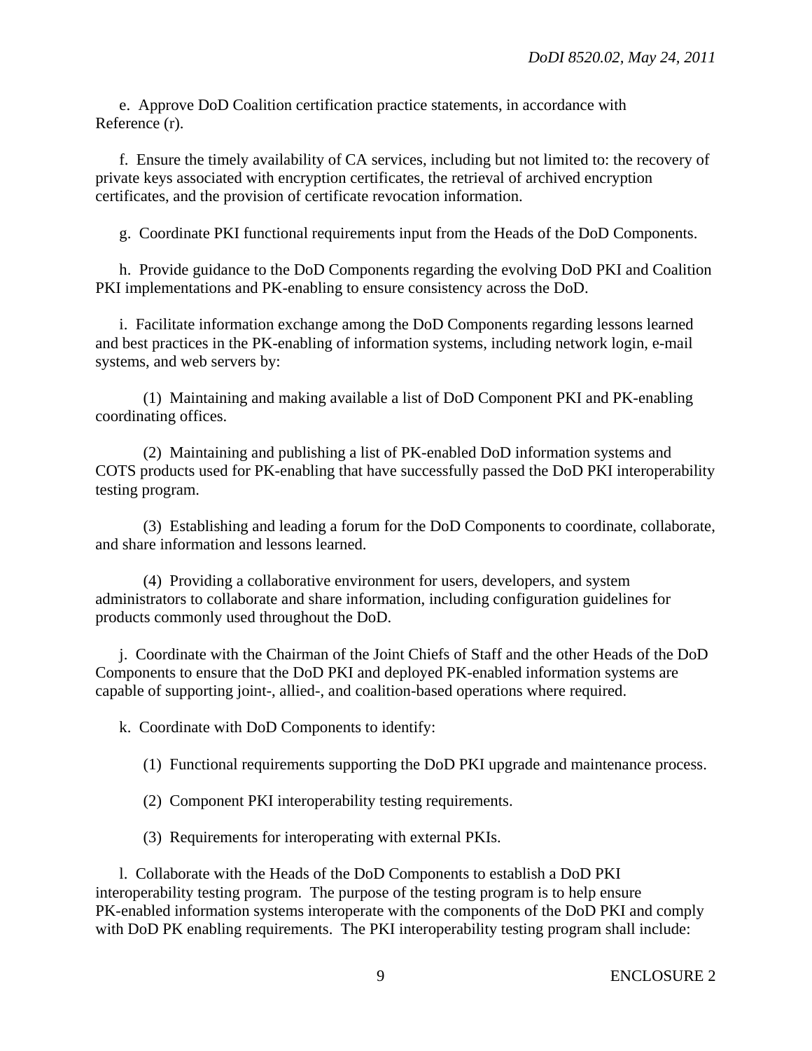e. Approve DoD Coalition certification practice statements, in accordance with Reference (r).

f. Ensure the timely availability of CA services, including but not limited to: the recovery of private keys associated with encryption certificates, the retrieval of archived encryption certificates, and the provision of certificate revocation information.

g. Coordinate PKI functional requirements input from the Heads of the DoD Components.

h. Provide guidance to the DoD Components regarding the evolving DoD PKI and Coalition PKI implementations and PK-enabling to ensure consistency across the DoD.

i. Facilitate information exchange among the DoD Components regarding lessons learned and best practices in the PK-enabling of information systems, including network login, e-mail systems, and web servers by:

(1) Maintaining and making available a list of DoD Component PKI and PK-enabling coordinating offices.

(2) Maintaining and publishing a list of PK-enabled DoD information systems and COTS products used for PK-enabling that have successfully passed the DoD PKI interoperability testing program.

(3) Establishing and leading a forum for the DoD Components to coordinate, collaborate, and share information and lessons learned.

(4) Providing a collaborative environment for users, developers, and system administrators to collaborate and share information, including configuration guidelines for products commonly used throughout the DoD.

j. Coordinate with the Chairman of the Joint Chiefs of Staff and the other Heads of the DoD Components to ensure that the DoD PKI and deployed PK-enabled information systems are capable of supporting joint-, allied-, and coalition-based operations where required.

k. Coordinate with DoD Components to identify:

(1) Functional requirements supporting the DoD PKI upgrade and maintenance process.

(2) Component PKI interoperability testing requirements.

(3) Requirements for interoperating with external PKIs.

l. Collaborate with the Heads of the DoD Components to establish a DoD PKI interoperability testing program. The purpose of the testing program is to help ensure PK-enabled information systems interoperate with the components of the DoD PKI and comply with DoD PK enabling requirements. The PKI interoperability testing program shall include: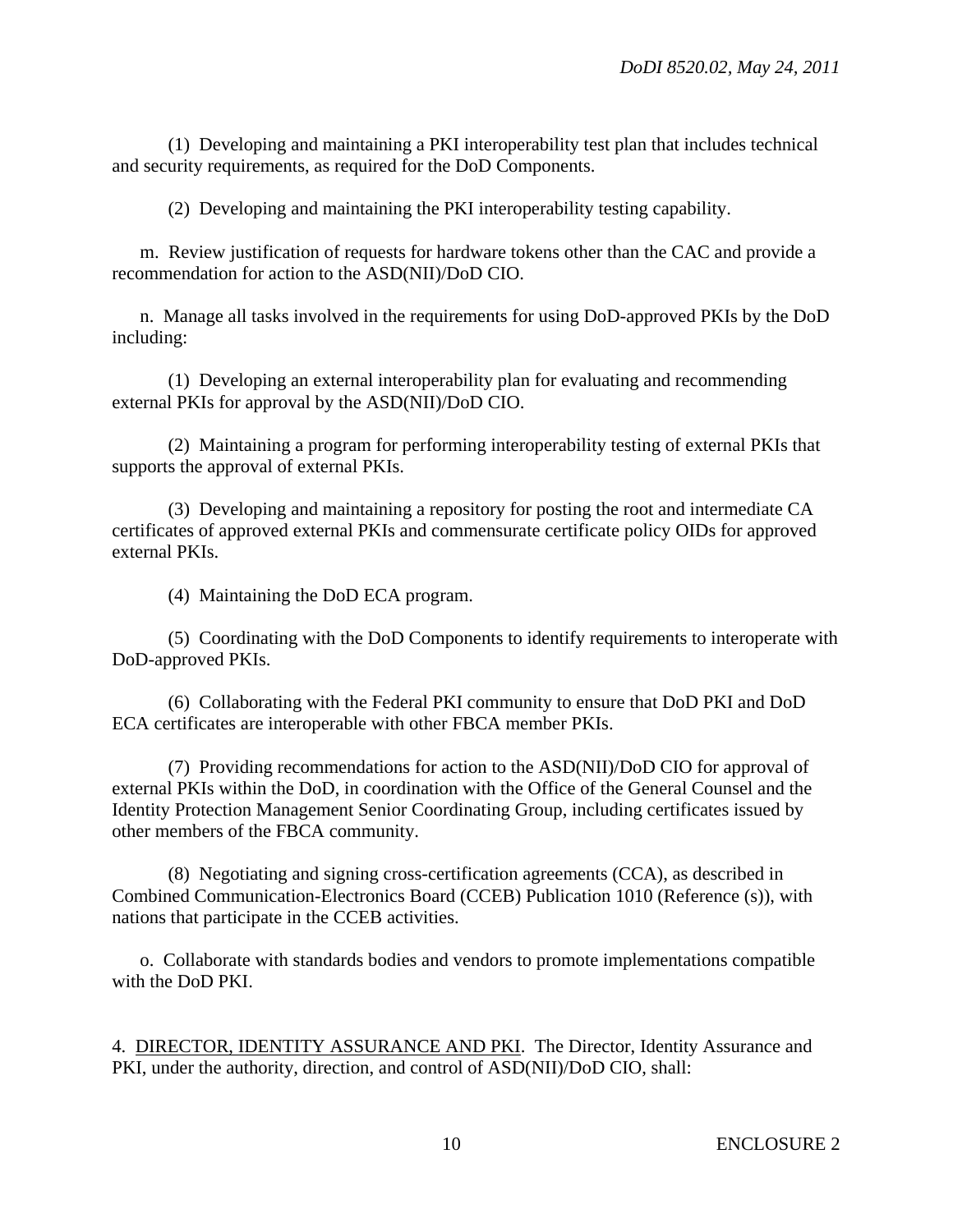(1) Developing and maintaining a PKI interoperability test plan that includes technical and security requirements, as required for the DoD Components.

(2) Developing and maintaining the PKI interoperability testing capability.

m. Review justification of requests for hardware tokens other than the CAC and provide a recommendation for action to the ASD(NII)/DoD CIO.

n. Manage all tasks involved in the requirements for using DoD-approved PKIs by the DoD including:

(1) Developing an external interoperability plan for evaluating and recommending external PKIs for approval by the ASD(NII)/DoD CIO.

(2) Maintaining a program for performing interoperability testing of external PKIs that supports the approval of external PKIs.

(3) Developing and maintaining a repository for posting the root and intermediate CA certificates of approved external PKIs and commensurate certificate policy OIDs for approved external PKIs.

(4) Maintaining the DoD ECA program.

(5) Coordinating with the DoD Components to identify requirements to interoperate with DoD-approved PKIs.

(6) Collaborating with the Federal PKI community to ensure that DoD PKI and DoD ECA certificates are interoperable with other FBCA member PKIs.

(7) Providing recommendations for action to the ASD(NII)/DoD CIO for approval of external PKIs within the DoD, in coordination with the Office of the General Counsel and the Identity Protection Management Senior Coordinating Group, including certificates issued by other members of the FBCA community.

(8) Negotiating and signing cross-certification agreements (CCA), as described in Combined Communication-Electronics Board (CCEB) Publication 1010 (Reference (s)), with nations that participate in the CCEB activities.

o. Collaborate with standards bodies and vendors to promote implementations compatible with the DoD PKI.

4. DIRECTOR, IDENTITY ASSURANCE AND PKI. The Director, Identity Assurance and PKI, under the authority, direction, and control of ASD(NII)/DoD CIO, shall: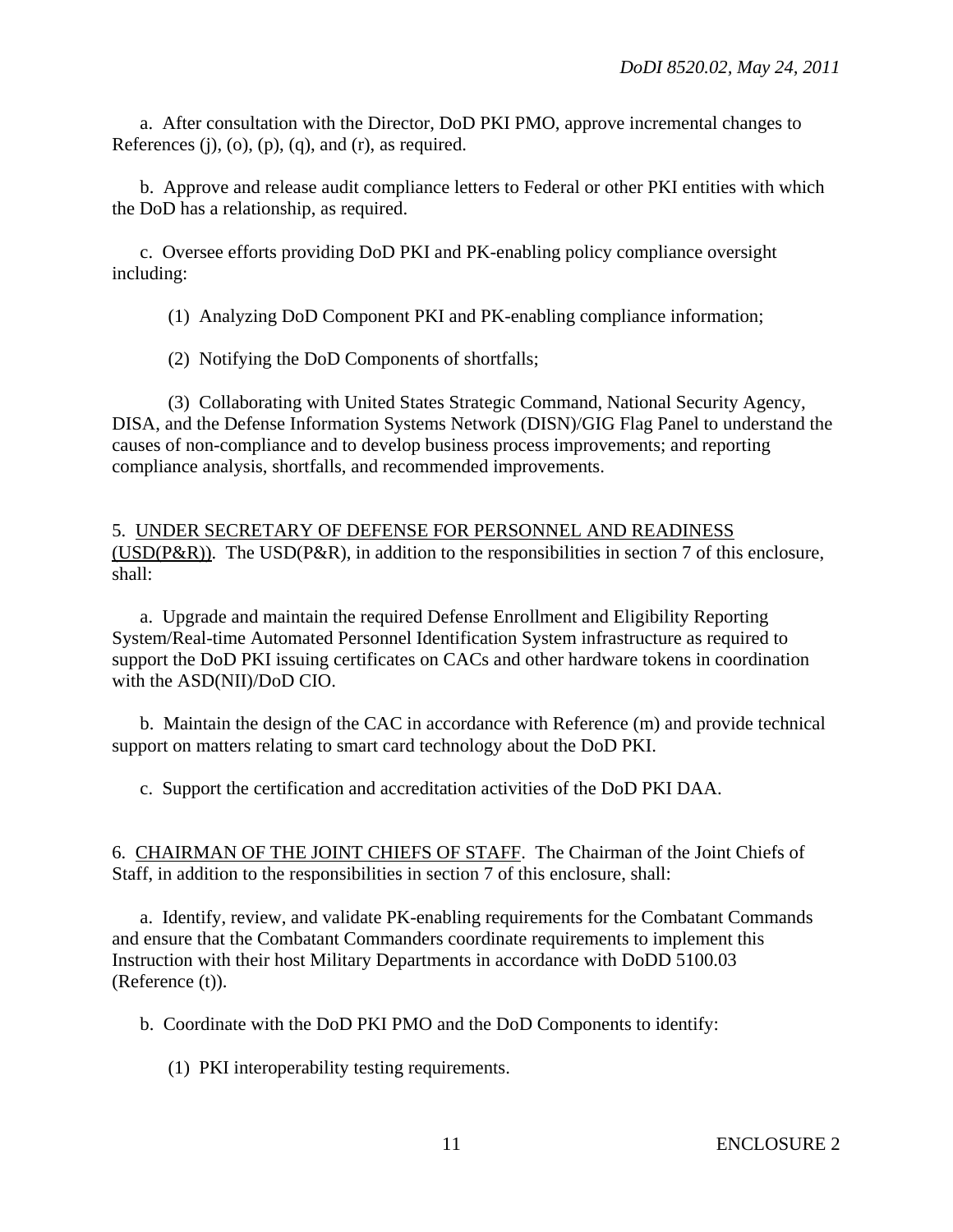a. After consultation with the Director, DoD PKI PMO, approve incremental changes to References (j), (o), (p), (q), and (r), as required.

b. Approve and release audit compliance letters to Federal or other PKI entities with which the DoD has a relationship, as required.

c. Oversee efforts providing DoD PKI and PK-enabling policy compliance oversight including:

(1) Analyzing DoD Component PKI and PK-enabling compliance information;

(2) Notifying the DoD Components of shortfalls;

(3) Collaborating with United States Strategic Command, National Security Agency, DISA, and the Defense Information Systems Network (DISN)/GIG Flag Panel to understand the causes of non-compliance and to develop business process improvements; and reporting compliance analysis, shortfalls, and recommended improvements.

5. UNDER SECRETARY OF DEFENSE FOR PERSONNEL AND READINESS (USD(P&R)). The USD(P&R), in addition to the responsibilities in section 7 of this enclosure, shall:

a. Upgrade and maintain the required Defense Enrollment and Eligibility Reporting System/Real-time Automated Personnel Identification System infrastructure as required to support the DoD PKI issuing certificates on CACs and other hardware tokens in coordination with the ASD(NII)/DoD CIO.

b. Maintain the design of the CAC in accordance with Reference (m) and provide technical support on matters relating to smart card technology about the DoD PKI.

c. Support the certification and accreditation activities of the DoD PKI DAA.

6. CHAIRMAN OF THE JOINT CHIEFS OF STAFF. The Chairman of the Joint Chiefs of Staff, in addition to the responsibilities in section 7 of this enclosure, shall:

a. Identify, review, and validate PK-enabling requirements for the Combatant Commands and ensure that the Combatant Commanders coordinate requirements to implement this Instruction with their host Military Departments in accordance with DoDD 5100.03 (Reference (t)).

b. Coordinate with the DoD PKI PMO and the DoD Components to identify:

(1) PKI interoperability testing requirements.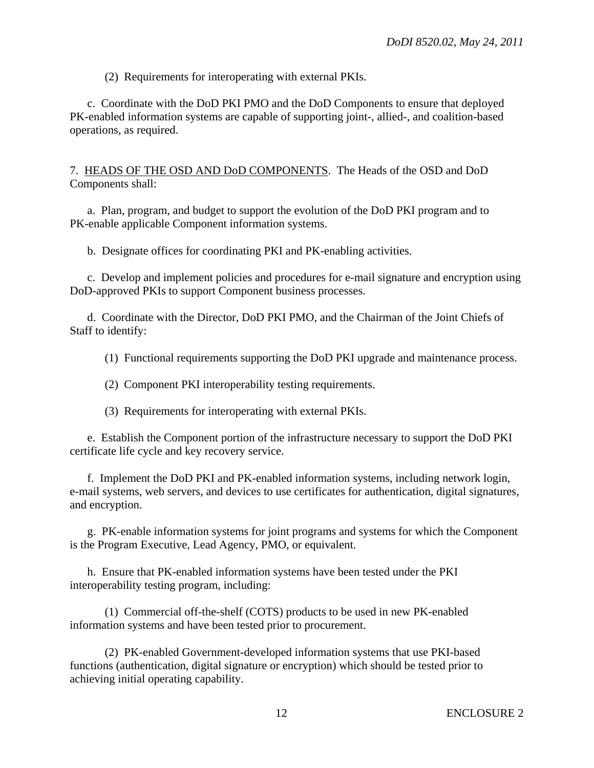(2) Requirements for interoperating with external PKIs.

c. Coordinate with the DoD PKI PMO and the DoD Components to ensure that deployed PK-enabled information systems are capable of supporting joint-, allied-, and coalition-based operations, as required.

7. HEADS OF THE OSD AND DoD COMPONENTS. The Heads of the OSD and DoD Components shall:

a. Plan, program, and budget to support the evolution of the DoD PKI program and to PK-enable applicable Component information systems.

b. Designate offices for coordinating PKI and PK-enabling activities.

c. Develop and implement policies and procedures for e-mail signature and encryption using DoD-approved PKIs to support Component business processes.

d. Coordinate with the Director, DoD PKI PMO, and the Chairman of the Joint Chiefs of Staff to identify:

(1) Functional requirements supporting the DoD PKI upgrade and maintenance process.

(2) Component PKI interoperability testing requirements.

(3) Requirements for interoperating with external PKIs.

e. Establish the Component portion of the infrastructure necessary to support the DoD PKI certificate life cycle and key recovery service.

f. Implement the DoD PKI and PK-enabled information systems, including network login, e-mail systems, web servers, and devices to use certificates for authentication, digital signatures, and encryption.

g. PK-enable information systems for joint programs and systems for which the Component is the Program Executive, Lead Agency, PMO, or equivalent.

h. Ensure that PK-enabled information systems have been tested under the PKI interoperability testing program, including:

(1) Commercial off-the-shelf (COTS) products to be used in new PK-enabled information systems and have been tested prior to procurement.

(2) PK-enabled Government-developed information systems that use PKI-based functions (authentication, digital signature or encryption) which should be tested prior to achieving initial operating capability.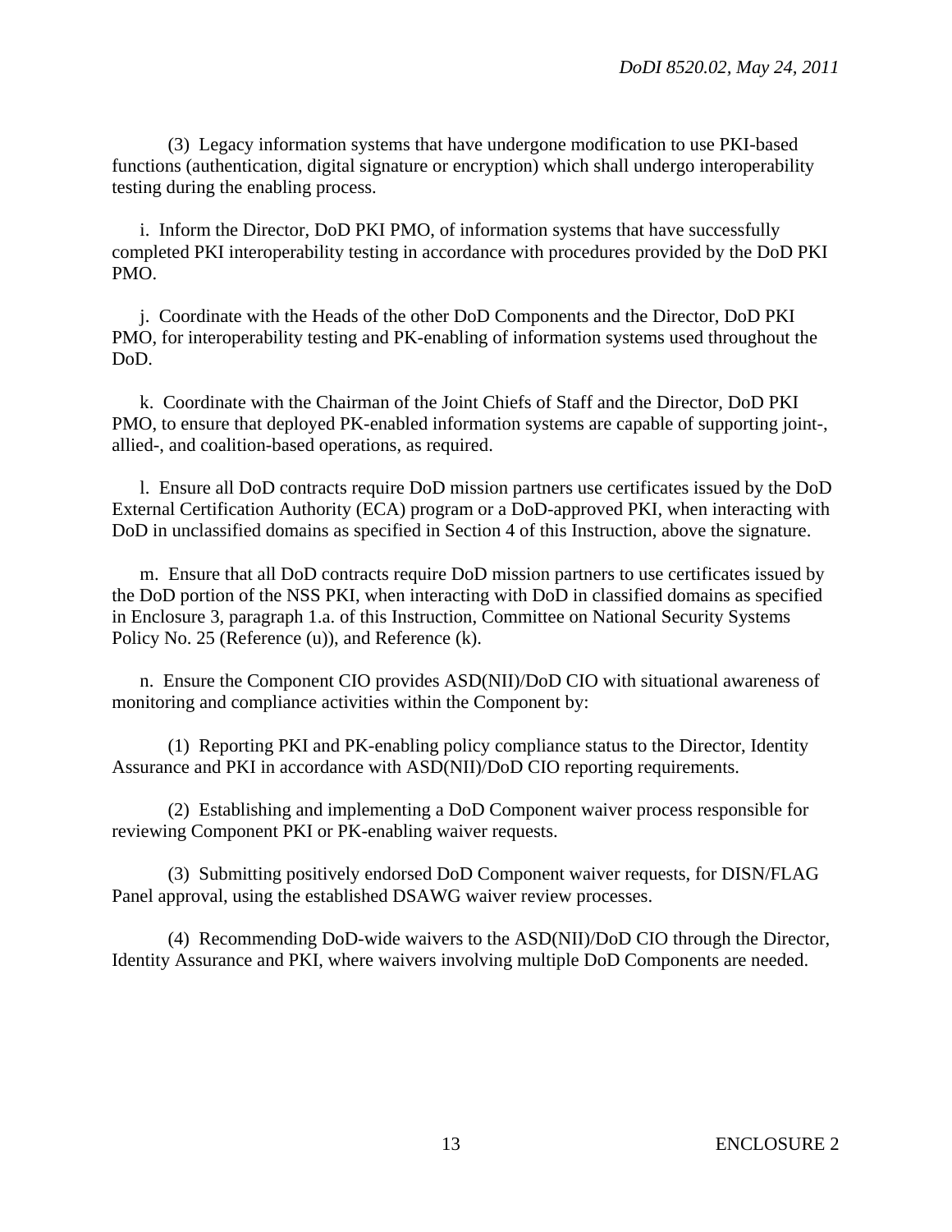(3) Legacy information systems that have undergone modification to use PKI-based functions (authentication, digital signature or encryption) which shall undergo interoperability testing during the enabling process.

i. Inform the Director, DoD PKI PMO, of information systems that have successfully completed PKI interoperability testing in accordance with procedures provided by the DoD PKI PMO.

j. Coordinate with the Heads of the other DoD Components and the Director, DoD PKI PMO, for interoperability testing and PK-enabling of information systems used throughout the DoD.

k. Coordinate with the Chairman of the Joint Chiefs of Staff and the Director, DoD PKI PMO, to ensure that deployed PK-enabled information systems are capable of supporting joint-, allied-, and coalition-based operations, as required.

l. Ensure all DoD contracts require DoD mission partners use certificates issued by the DoD External Certification Authority (ECA) program or a DoD-approved PKI, when interacting with DoD in unclassified domains as specified in Section 4 of this Instruction, above the signature.

m. Ensure that all DoD contracts require DoD mission partners to use certificates issued by the DoD portion of the NSS PKI, when interacting with DoD in classified domains as specified in Enclosure 3, paragraph 1.a. of this Instruction, Committee on National Security Systems Policy No. 25 (Reference (u)), and Reference (k).

n. Ensure the Component CIO provides ASD(NII)/DoD CIO with situational awareness of monitoring and compliance activities within the Component by:

(1) Reporting PKI and PK-enabling policy compliance status to the Director, Identity Assurance and PKI in accordance with ASD(NII)/DoD CIO reporting requirements.

(2) Establishing and implementing a DoD Component waiver process responsible for reviewing Component PKI or PK-enabling waiver requests.

(3) Submitting positively endorsed DoD Component waiver requests, for DISN/FLAG Panel approval, using the established DSAWG waiver review processes.

(4) Recommending DoD-wide waivers to the ASD(NII)/DoD CIO through the Director, Identity Assurance and PKI, where waivers involving multiple DoD Components are needed.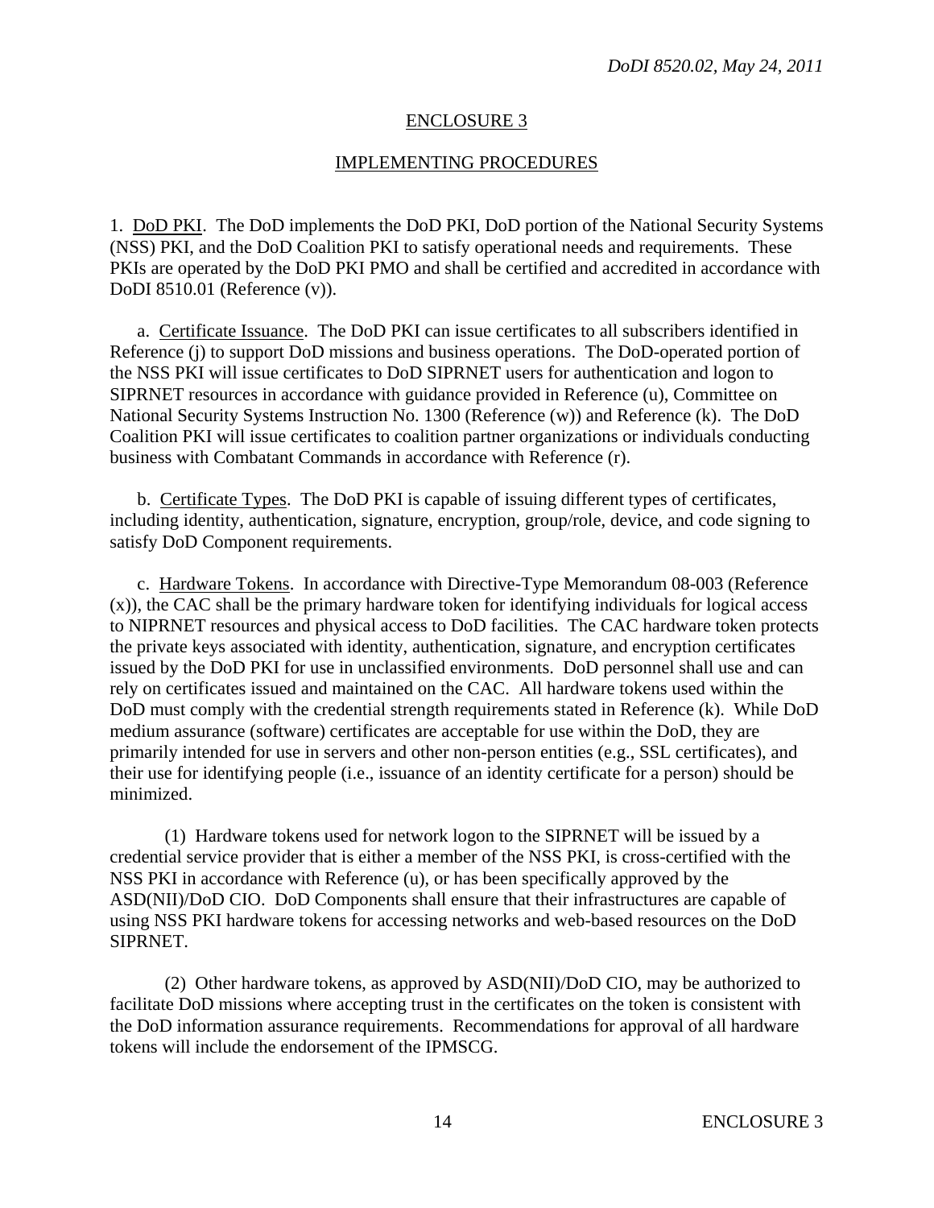## ENCLOSURE 3

## IMPLEMENTING PROCEDURES

1. DoD PKI. The DoD implements the DoD PKI, DoD portion of the National Security Systems (NSS) PKI, and the DoD Coalition PKI to satisfy operational needs and requirements. These PKIs are operated by the DoD PKI PMO and shall be certified and accredited in accordance with DoDI 8510.01 (Reference (v)).

a. Certificate Issuance. The DoD PKI can issue certificates to all subscribers identified in Reference (j) to support DoD missions and business operations. The DoD-operated portion of the NSS PKI will issue certificates to DoD SIPRNET users for authentication and logon to SIPRNET resources in accordance with guidance provided in Reference (u), Committee on National Security Systems Instruction No. 1300 (Reference (w)) and Reference (k). The DoD Coalition PKI will issue certificates to coalition partner organizations or individuals conducting business with Combatant Commands in accordance with Reference (r).

b. Certificate Types. The DoD PKI is capable of issuing different types of certificates, including identity, authentication, signature, encryption, group/role, device, and code signing to satisfy DoD Component requirements.

c. Hardware Tokens. In accordance with Directive-Type Memorandum 08-003 (Reference (x)), the CAC shall be the primary hardware token for identifying individuals for logical access to NIPRNET resources and physical access to DoD facilities. The CAC hardware token protects the private keys associated with identity, authentication, signature, and encryption certificates issued by the DoD PKI for use in unclassified environments. DoD personnel shall use and can rely on certificates issued and maintained on the CAC. All hardware tokens used within the DoD must comply with the credential strength requirements stated in Reference (k). While DoD medium assurance (software) certificates are acceptable for use within the DoD, they are primarily intended for use in servers and other non-person entities (e.g., SSL certificates), and their use for identifying people (i.e., issuance of an identity certificate for a person) should be minimized.

(1) Hardware tokens used for network logon to the SIPRNET will be issued by a credential service provider that is either a member of the NSS PKI, is cross-certified with the NSS PKI in accordance with Reference (u), or has been specifically approved by the ASD(NII)/DoD CIO. DoD Components shall ensure that their infrastructures are capable of using NSS PKI hardware tokens for accessing networks and web-based resources on the DoD SIPRNET.

(2) Other hardware tokens, as approved by ASD(NII)/DoD CIO, may be authorized to facilitate DoD missions where accepting trust in the certificates on the token is consistent with the DoD information assurance requirements. Recommendations for approval of all hardware tokens will include the endorsement of the IPMSCG.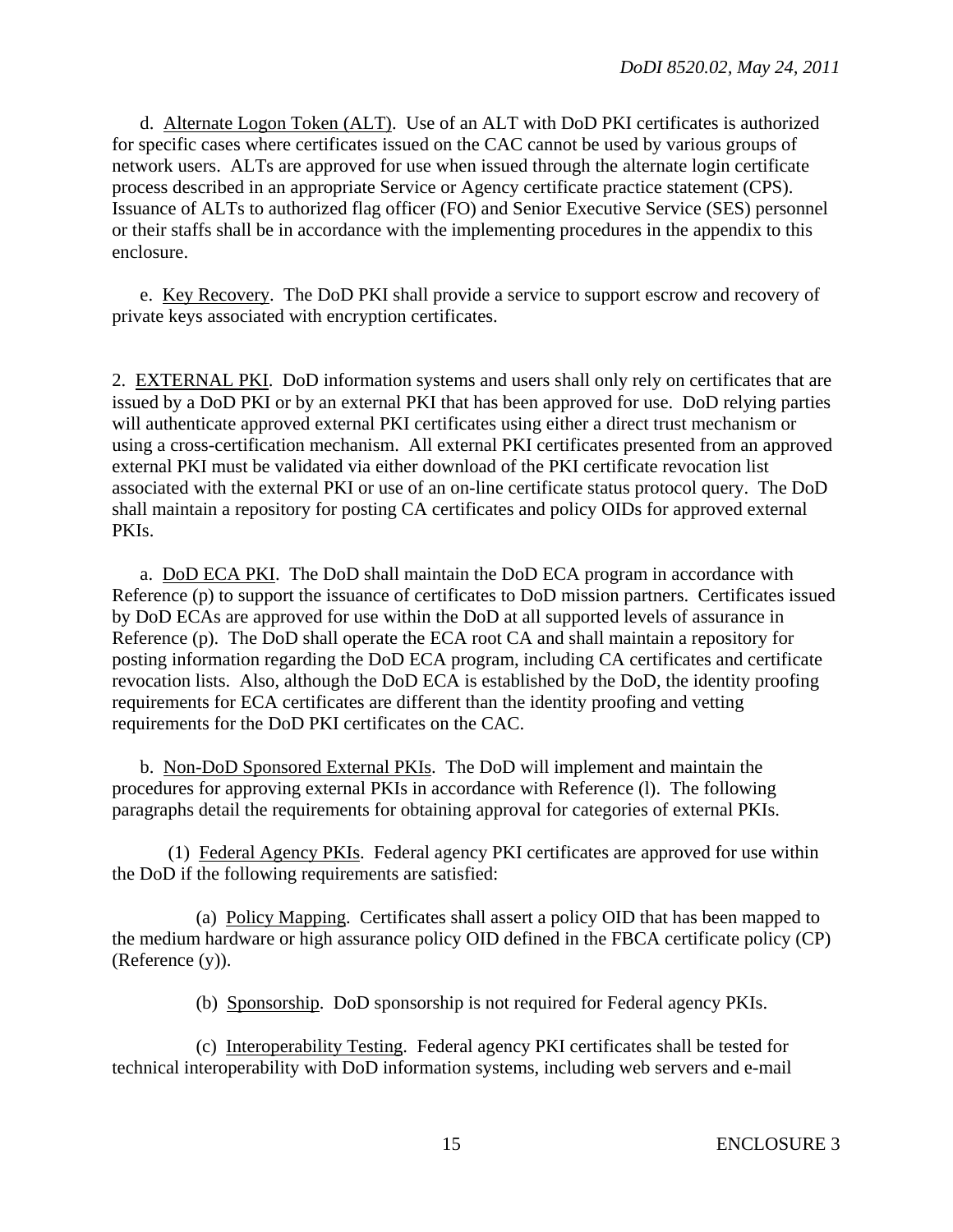d. Alternate Logon Token (ALT). Use of an ALT with DoD PKI certificates is authorized for specific cases where certificates issued on the CAC cannot be used by various groups of network users. ALTs are approved for use when issued through the alternate login certificate process described in an appropriate Service or Agency certificate practice statement (CPS). Issuance of ALTs to authorized flag officer (FO) and Senior Executive Service (SES) personnel or their staffs shall be in accordance with the implementing procedures in the appendix to this enclosure.

e. Key Recovery. The DoD PKI shall provide a service to support escrow and recovery of private keys associated with encryption certificates.

2. EXTERNAL PKI. DoD information systems and users shall only rely on certificates that are issued by a DoD PKI or by an external PKI that has been approved for use. DoD relying parties will authenticate approved external PKI certificates using either a direct trust mechanism or using a cross-certification mechanism. All external PKI certificates presented from an approved external PKI must be validated via either download of the PKI certificate revocation list associated with the external PKI or use of an on-line certificate status protocol query. The DoD shall maintain a repository for posting CA certificates and policy OIDs for approved external PKIs.

a. DoD ECA PKI. The DoD shall maintain the DoD ECA program in accordance with Reference (p) to support the issuance of certificates to DoD mission partners. Certificates issued by DoD ECAs are approved for use within the DoD at all supported levels of assurance in Reference (p). The DoD shall operate the ECA root CA and shall maintain a repository for posting information regarding the DoD ECA program, including CA certificates and certificate revocation lists. Also, although the DoD ECA is established by the DoD, the identity proofing requirements for ECA certificates are different than the identity proofing and vetting requirements for the DoD PKI certificates on the CAC.

b. Non-DoD Sponsored External PKIs. The DoD will implement and maintain the procedures for approving external PKIs in accordance with Reference (l). The following paragraphs detail the requirements for obtaining approval for categories of external PKIs.

(1) Federal Agency PKIs. Federal agency PKI certificates are approved for use within the DoD if the following requirements are satisfied:

(a) Policy Mapping. Certificates shall assert a policy OID that has been mapped to the medium hardware or high assurance policy OID defined in the FBCA certificate policy (CP) (Reference (y)).

(b) Sponsorship. DoD sponsorship is not required for Federal agency PKIs.

(c) Interoperability Testing. Federal agency PKI certificates shall be tested for technical interoperability with DoD information systems, including web servers and e-mail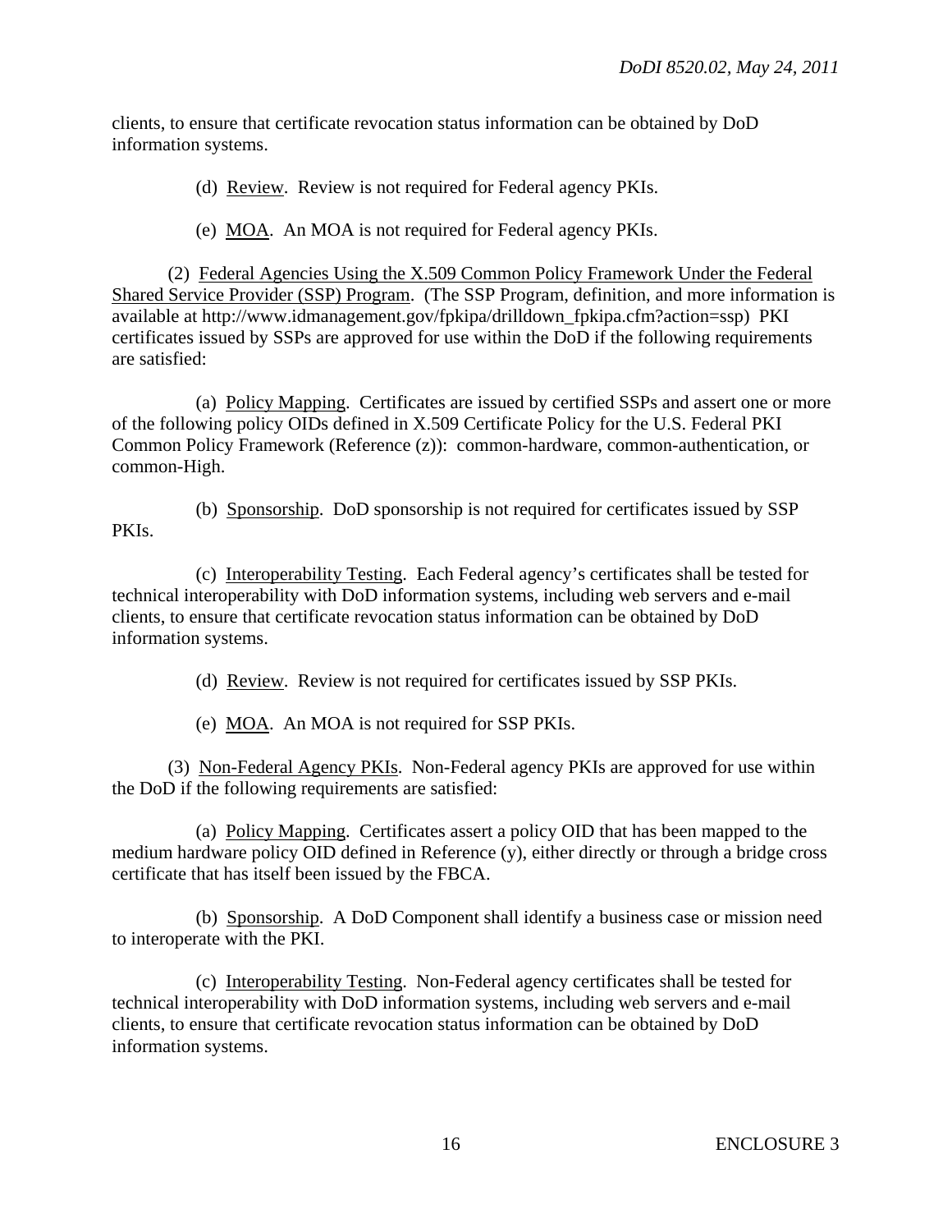clients, to ensure that certificate revocation status information can be obtained by DoD information systems.

(d) Review. Review is not required for Federal agency PKIs.

(e) MOA. An MOA is not required for Federal agency PKIs.

(2) Federal Agencies Using the X.509 Common Policy Framework Under the Federal Shared Service Provider (SSP) Program. (The SSP Program, definition, and more information is available at http://www.idmanagement.gov/fpkipa/drilldown_fpkipa.cfm?action=ssp) PKI certificates issued by SSPs are approved for use within the DoD if the following requirements are satisfied:

(a) Policy Mapping. Certificates are issued by certified SSPs and assert one or more of the following policy OIDs defined in X.509 Certificate Policy for the U.S. Federal PKI Common Policy Framework (Reference (z)): common-hardware, common-authentication, or common-High.

(b) Sponsorship. DoD sponsorship is not required for certificates issued by SSP PKIs.

(c) Interoperability Testing. Each Federal agency's certificates shall be tested for technical interoperability with DoD information systems, including web servers and e-mail clients, to ensure that certificate revocation status information can be obtained by DoD information systems.

(d) Review. Review is not required for certificates issued by SSP PKIs.

(e) MOA. An MOA is not required for SSP PKIs.

(3) Non-Federal Agency PKIs. Non-Federal agency PKIs are approved for use within the DoD if the following requirements are satisfied:

(a) Policy Mapping. Certificates assert a policy OID that has been mapped to the medium hardware policy OID defined in Reference (y), either directly or through a bridge cross certificate that has itself been issued by the FBCA.

(b) Sponsorship. A DoD Component shall identify a business case or mission need to interoperate with the PKI.

(c) Interoperability Testing. Non-Federal agency certificates shall be tested for technical interoperability with DoD information systems, including web servers and e-mail clients, to ensure that certificate revocation status information can be obtained by DoD information systems.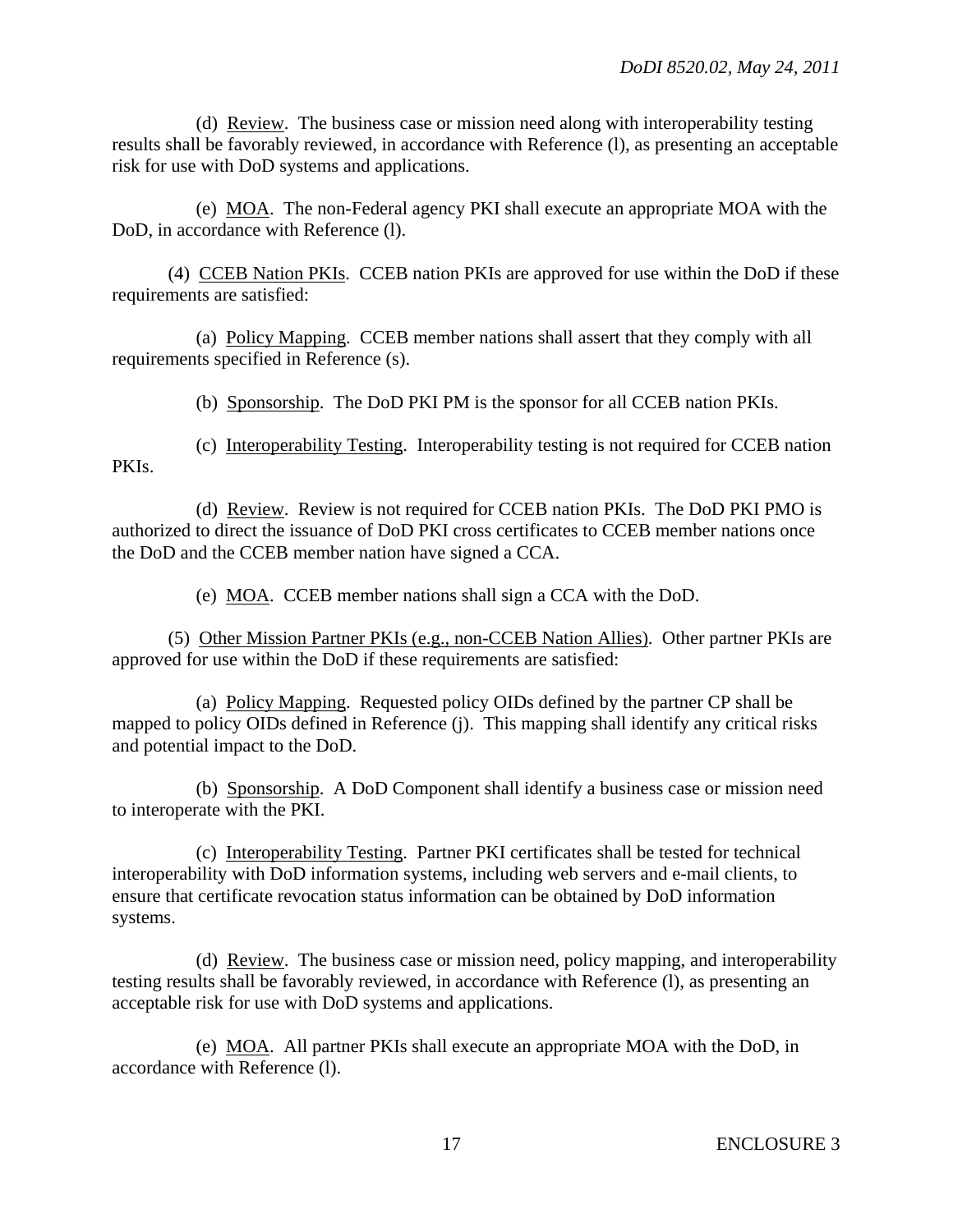(d) Review. The business case or mission need along with interoperability testing results shall be favorably reviewed, in accordance with Reference (l), as presenting an acceptable risk for use with DoD systems and applications.

(e) MOA. The non-Federal agency PKI shall execute an appropriate MOA with the DoD, in accordance with Reference (l).

(4) CCEB Nation PKIs. CCEB nation PKIs are approved for use within the DoD if these requirements are satisfied:

(a) Policy Mapping. CCEB member nations shall assert that they comply with all requirements specified in Reference (s).

(b) Sponsorship. The DoD PKI PM is the sponsor for all CCEB nation PKIs.

(c) Interoperability Testing. Interoperability testing is not required for CCEB nation PKIs.

(d) Review. Review is not required for CCEB nation PKIs. The DoD PKI PMO is authorized to direct the issuance of DoD PKI cross certificates to CCEB member nations once the DoD and the CCEB member nation have signed a CCA.

(e) MOA. CCEB member nations shall sign a CCA with the DoD.

(5) Other Mission Partner PKIs (e.g., non-CCEB Nation Allies). Other partner PKIs are approved for use within the DoD if these requirements are satisfied:

(a) Policy Mapping. Requested policy OIDs defined by the partner CP shall be mapped to policy OIDs defined in Reference (j). This mapping shall identify any critical risks and potential impact to the DoD.

(b) Sponsorship. A DoD Component shall identify a business case or mission need to interoperate with the PKI.

(c) Interoperability Testing. Partner PKI certificates shall be tested for technical interoperability with DoD information systems, including web servers and e-mail clients, to ensure that certificate revocation status information can be obtained by DoD information systems.

(d) Review. The business case or mission need, policy mapping, and interoperability testing results shall be favorably reviewed, in accordance with Reference (l), as presenting an acceptable risk for use with DoD systems and applications.

(e) MOA. All partner PKIs shall execute an appropriate MOA with the DoD, in accordance with Reference (l).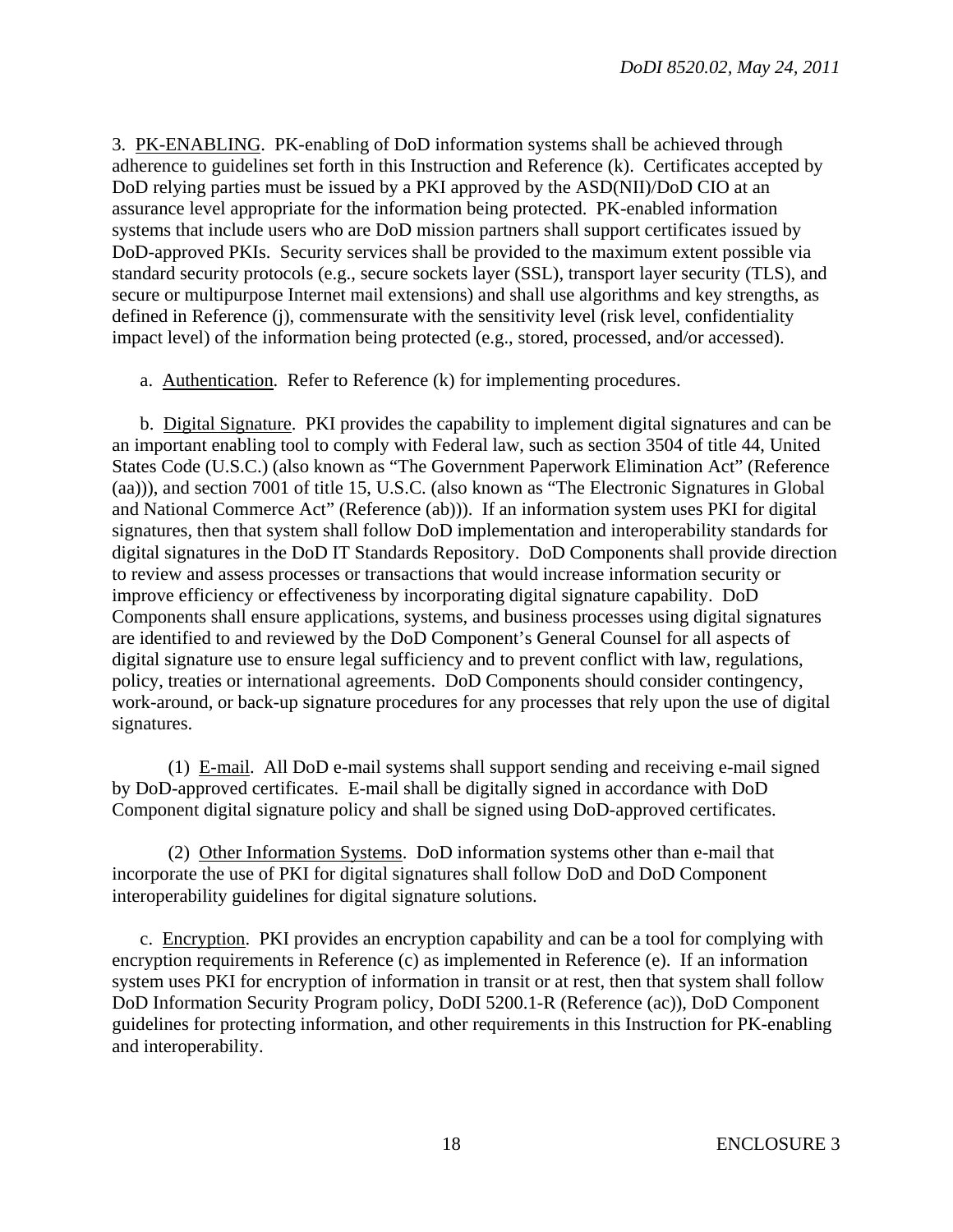3. PK-ENABLING. PK-enabling of DoD information systems shall be achieved through adherence to guidelines set forth in this Instruction and Reference (k). Certificates accepted by DoD relying parties must be issued by a PKI approved by the ASD(NII)/DoD CIO at an assurance level appropriate for the information being protected. PK-enabled information systems that include users who are DoD mission partners shall support certificates issued by DoD-approved PKIs. Security services shall be provided to the maximum extent possible via standard security protocols (e.g., secure sockets layer (SSL), transport layer security (TLS), and secure or multipurpose Internet mail extensions) and shall use algorithms and key strengths, as defined in Reference (j), commensurate with the sensitivity level (risk level, confidentiality impact level) of the information being protected (e.g., stored, processed, and/or accessed).

a. Authentication. Refer to Reference (k) for implementing procedures.

b. Digital Signature. PKI provides the capability to implement digital signatures and can be an important enabling tool to comply with Federal law, such as section 3504 of title 44, United States Code (U.S.C.) (also known as "The Government Paperwork Elimination Act" (Reference (aa))), and section 7001 of title 15, U.S.C. (also known as "The Electronic Signatures in Global and National Commerce Act" (Reference (ab))). If an information system uses PKI for digital signatures, then that system shall follow DoD implementation and interoperability standards for digital signatures in the DoD IT Standards Repository. DoD Components shall provide direction to review and assess processes or transactions that would increase information security or improve efficiency or effectiveness by incorporating digital signature capability. DoD Components shall ensure applications, systems, and business processes using digital signatures are identified to and reviewed by the DoD Component's General Counsel for all aspects of digital signature use to ensure legal sufficiency and to prevent conflict with law, regulations, policy, treaties or international agreements. DoD Components should consider contingency, work-around, or back-up signature procedures for any processes that rely upon the use of digital signatures.

(1) E-mail. All DoD e-mail systems shall support sending and receiving e-mail signed by DoD-approved certificates. E-mail shall be digitally signed in accordance with DoD Component digital signature policy and shall be signed using DoD-approved certificates.

(2) Other Information Systems. DoD information systems other than e-mail that incorporate the use of PKI for digital signatures shall follow DoD and DoD Component interoperability guidelines for digital signature solutions.

c. Encryption. PKI provides an encryption capability and can be a tool for complying with encryption requirements in Reference (c) as implemented in Reference (e). If an information system uses PKI for encryption of information in transit or at rest, then that system shall follow DoD Information Security Program policy, DoDI 5200.1-R (Reference (ac)), DoD Component guidelines for protecting information, and other requirements in this Instruction for PK-enabling and interoperability.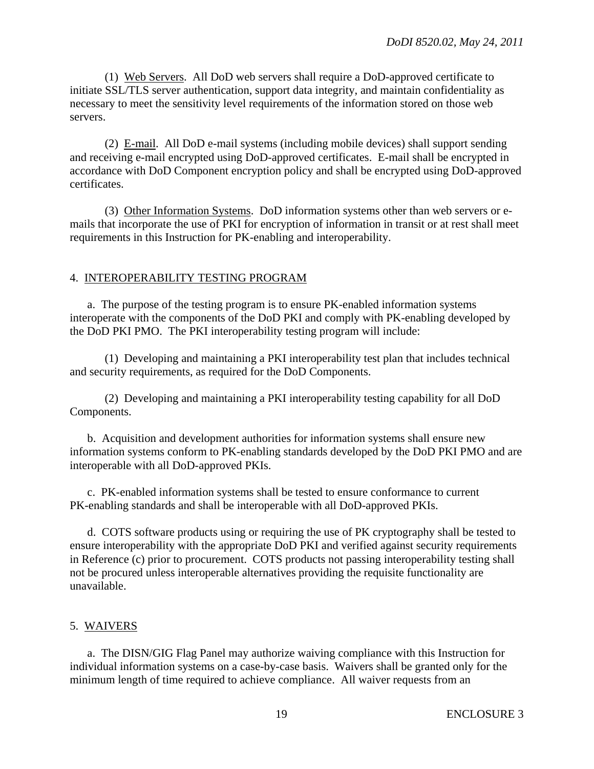(1) Web Servers. All DoD web servers shall require a DoD-approved certificate to initiate SSL/TLS server authentication, support data integrity, and maintain confidentiality as necessary to meet the sensitivity level requirements of the information stored on those web servers.

(2) E-mail. All DoD e-mail systems (including mobile devices) shall support sending and receiving e-mail encrypted using DoD-approved certificates. E-mail shall be encrypted in accordance with DoD Component encryption policy and shall be encrypted using DoD-approved certificates.

(3) Other Information Systems. DoD information systems other than web servers or e-mails that incorporate the use of PKI for encryption of information in transit or at rest shall meet requirements in this Instruction for PK-enabling and interoperability.

## 4. INTEROPERABILITY TESTING PROGRAM

a. The purpose of the testing program is to ensure PK-enabled information systems interoperate with the components of the DoD PKI and comply with PK-enabling developed by the DoD PKI PMO. The PKI interoperability testing program will include:

(1) Developing and maintaining a PKI interoperability test plan that includes technical and security requirements, as required for the DoD Components.

(2) Developing and maintaining a PKI interoperability testing capability for all DoD Components.

b. Acquisition and development authorities for information systems shall ensure new information systems conform to PK-enabling standards developed by the DoD PKI PMO and are interoperable with all DoD-approved PKIs.

c. PK-enabled information systems shall be tested to ensure conformance to current PK-enabling standards and shall be interoperable with all DoD-approved PKIs.

d. COTS software products using or requiring the use of PK cryptography shall be tested to ensure interoperability with the appropriate DoD PKI and verified against security requirements in Reference (c) prior to procurement. COTS products not passing interoperability testing shall not be procured unless interoperable alternatives providing the requisite functionality are unavailable.

## 5. WAIVERS

a. The DISN/GIG Flag Panel may authorize waiving compliance with this Instruction for individual information systems on a case-by-case basis. Waivers shall be granted only for the minimum length of time required to achieve compliance. All waiver requests from an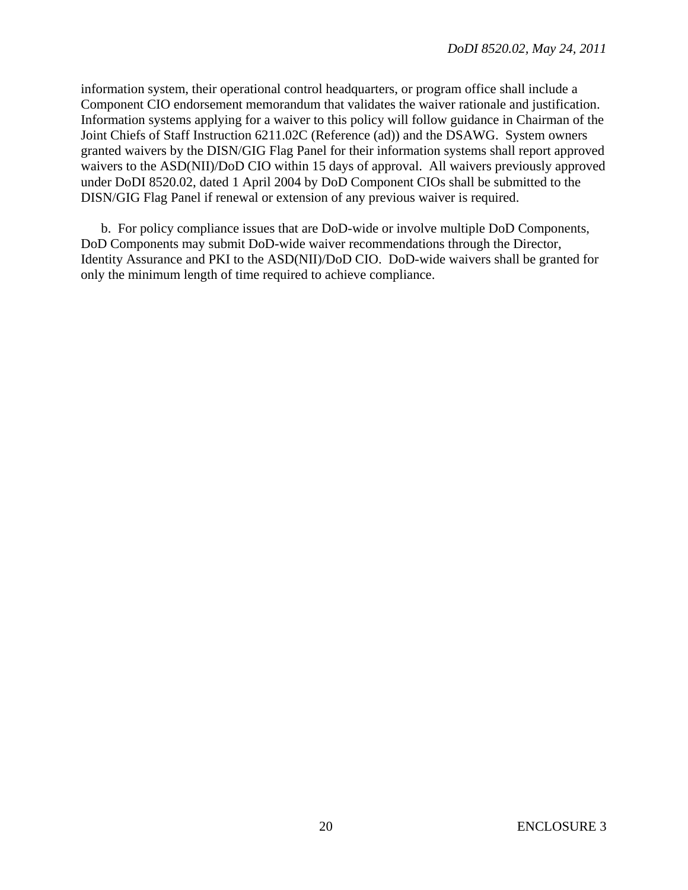information system, their operational control headquarters, or program office shall include a Component CIO endorsement memorandum that validates the waiver rationale and justification. Information systems applying for a waiver to this policy will follow guidance in Chairman of the Joint Chiefs of Staff Instruction 6211.02C (Reference (ad)) and the DSAWG. System owners granted waivers by the DISN/GIG Flag Panel for their information systems shall report approved waivers to the ASD(NII)/DoD CIO within 15 days of approval. All waivers previously approved under DoDI 8520.02, dated 1 April 2004 by DoD Component CIOs shall be submitted to the DISN/GIG Flag Panel if renewal or extension of any previous waiver is required.

b. For policy compliance issues that are DoD-wide or involve multiple DoD Components, DoD Components may submit DoD-wide waiver recommendations through the Director, Identity Assurance and PKI to the ASD(NII)/DoD CIO. DoD-wide waivers shall be granted for only the minimum length of time required to achieve compliance.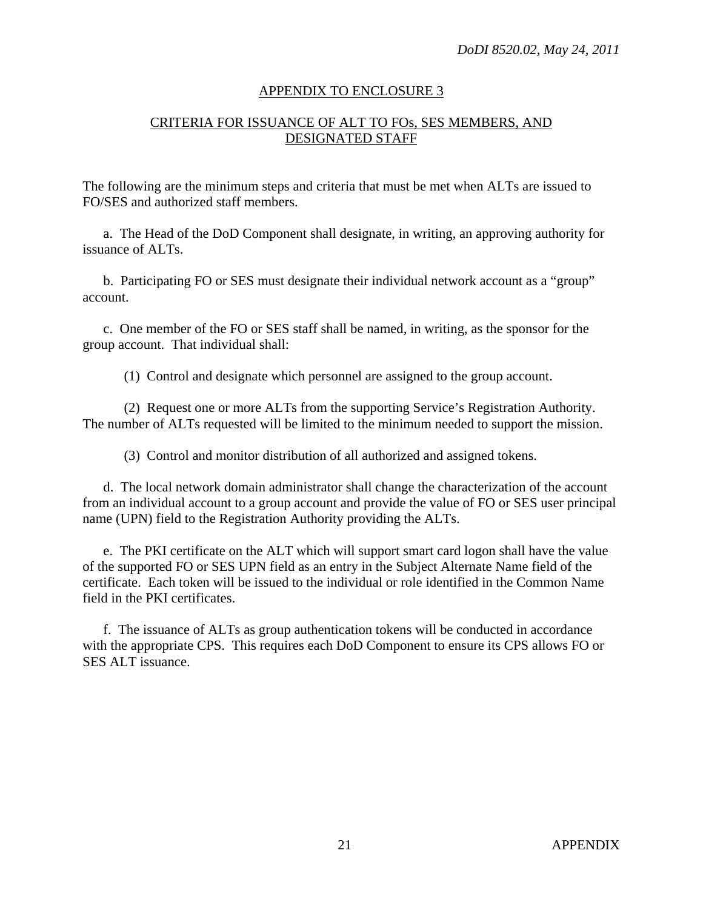## APPENDIX TO ENCLOSURE 3

## CRITERIA FOR ISSUANCE OF ALT TO FOs, SES MEMBERS, AND DESIGNATED STAFF

The following are the minimum steps and criteria that must be met when ALTs are issued to FO/SES and authorized staff members.

a. The Head of the DoD Component shall designate, in writing, an approving authority for issuance of ALTs.

b. Participating FO or SES must designate their individual network account as a "group" account.

c. One member of the FO or SES staff shall be named, in writing, as the sponsor for the group account. That individual shall:

(1) Control and designate which personnel are assigned to the group account.

(2) Request one or more ALTs from the supporting Service's Registration Authority. The number of ALTs requested will be limited to the minimum needed to support the mission.

(3) Control and monitor distribution of all authorized and assigned tokens.

d. The local network domain administrator shall change the characterization of the account from an individual account to a group account and provide the value of FO or SES user principal name (UPN) field to the Registration Authority providing the ALTs.

e. The PKI certificate on the ALT which will support smart card logon shall have the value of the supported FO or SES UPN field as an entry in the Subject Alternate Name field of the certificate. Each token will be issued to the individual or role identified in the Common Name field in the PKI certificates.

f. The issuance of ALTs as group authentication tokens will be conducted in accordance with the appropriate CPS. This requires each DoD Component to ensure its CPS allows FO or SES ALT issuance.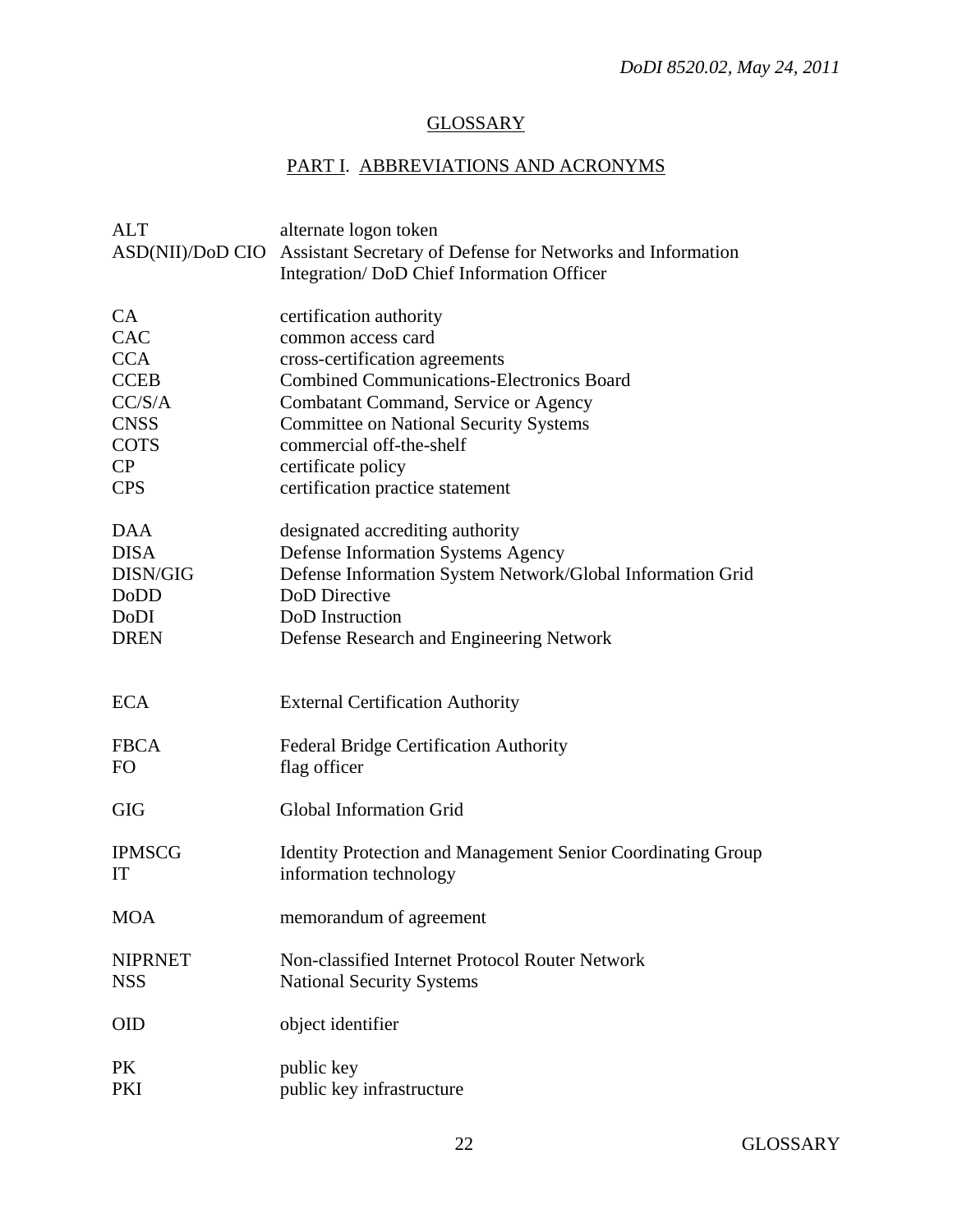# GLOSSARY

## PART I. ABBREVIATIONS AND ACRONYMS

| | |
|---|---|
| ALT | alternate logon token |
| ASD(NII)/DoD CIO | Assistant Secretary of Defense for Networks and Information Integration/ DoD Chief Information Officer |
| CA | certification authority |
| CAC | common access card |
| CCA | cross-certification agreements |
| CCEB | Combined Communications-Electronics Board |
| CC/S/A | Combatant Command, Service or Agency |
| CNSS | Committee on National Security Systems |
| COTS | commercial off-the-shelf |
| CP | certificate policy |
| CPS | certification practice statement |
| DAA | designated accrediting authority |
| DISA | Defense Information Systems Agency |
| DISN/GIG | Defense Information System Network/Global Information Grid |
| DoDD | DoD Directive |
| DoDI | DoD Instruction |
| DREN | Defense Research and Engineering Network |
| ECA | External Certification Authority |
| FBCA | Federal Bridge Certification Authority |
| FO | flag officer |
| GIG | Global Information Grid |
| IPMSCG | Identity Protection and Management Senior Coordinating Group |
| IT | information technology |
| MOA | memorandum of agreement |
| NIPRNET | Non-classified Internet Protocol Router Network |
| NSS | National Security Systems |
| OID | object identifier |
| PK | public key |
| PKI | public key infrastructure |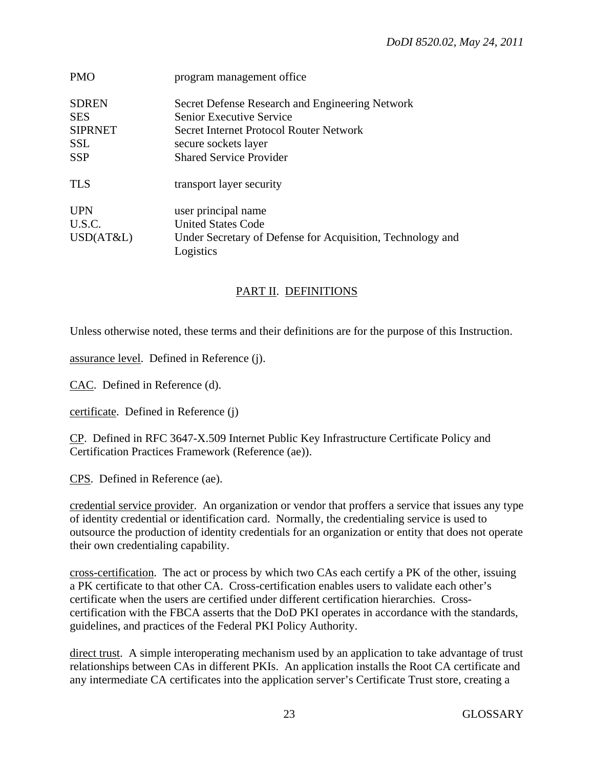| | |
|---|---|
| PMO | program management office |
| SDREN | Secret Defense Research and Engineering Network |
| SES | Senior Executive Service |
| SIPRNET | Secret Internet Protocol Router Network |
| SSL | secure sockets layer |
| SSP | Shared Service Provider |
| TLS | transport layer security |
| UPN | user principal name |
| U.S.C. | United States Code |
| USD(AT&L) | Under Secretary of Defense for Acquisition, Technology and Logistics |

## PART II. DEFINITIONS

Unless otherwise noted, these terms and their definitions are for the purpose of this Instruction.

assurance level. Defined in Reference (j).

CAC. Defined in Reference (d).

certificate. Defined in Reference (j)

CP. Defined in RFC 3647-X.509 Internet Public Key Infrastructure Certificate Policy and Certification Practices Framework (Reference (ae)).

CPS. Defined in Reference (ae).

credential service provider. An organization or vendor that proffers a service that issues any type of identity credential or identification card. Normally, the credentialing service is used to outsource the production of identity credentials for an organization or entity that does not operate their own credentialing capability.

cross-certification. The act or process by which two CAs each certify a PK of the other, issuing a PK certificate to that other CA. Cross-certification enables users to validate each other's certificate when the users are certified under different certification hierarchies. Cross-certification with the FBCA asserts that the DoD PKI operates in accordance with the standards, guidelines, and practices of the Federal PKI Policy Authority.

direct trust. A simple interoperating mechanism used by an application to take advantage of trust relationships between CAs in different PKIs. An application installs the Root CA certificate and any intermediate CA certificates into the application server's Certificate Trust store, creating a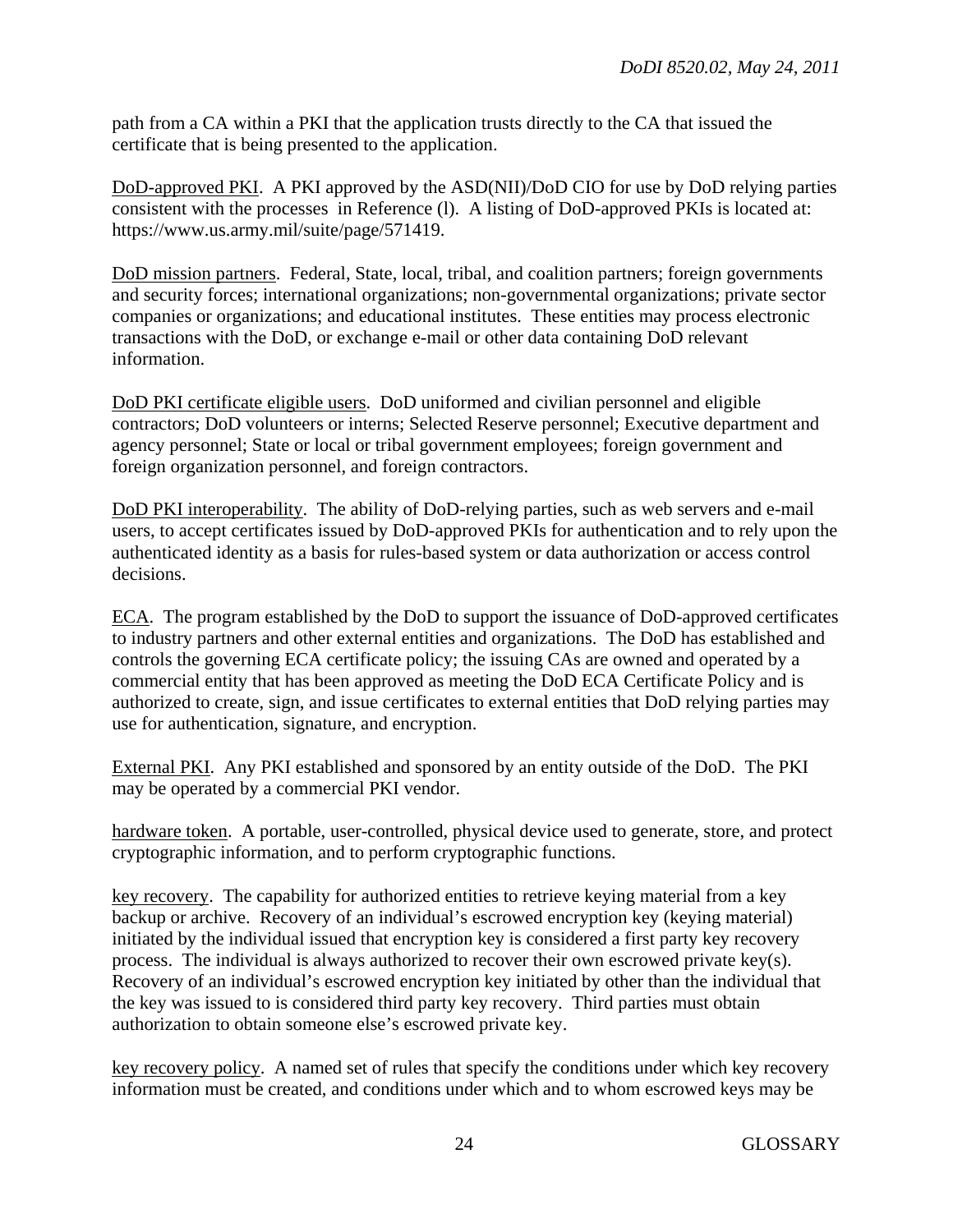path from a CA within a PKI that the application trusts directly to the CA that issued the certificate that is being presented to the application.

DoD-approved PKI. A PKI approved by the ASD(NII)/DoD CIO for use by DoD relying parties consistent with the processes in Reference (l). A listing of DoD-approved PKIs is located at: https://www.us.army.mil/suite/page/571419.

DoD mission partners. Federal, State, local, tribal, and coalition partners; foreign governments and security forces; international organizations; non-governmental organizations; private sector companies or organizations; and educational institutes. These entities may process electronic transactions with the DoD, or exchange e-mail or other data containing DoD relevant information.

DoD PKI certificate eligible users. DoD uniformed and civilian personnel and eligible contractors; DoD volunteers or interns; Selected Reserve personnel; Executive department and agency personnel; State or local or tribal government employees; foreign government and foreign organization personnel, and foreign contractors.

DoD PKI interoperability. The ability of DoD-relying parties, such as web servers and e-mail users, to accept certificates issued by DoD-approved PKIs for authentication and to rely upon the authenticated identity as a basis for rules-based system or data authorization or access control decisions.

ECA. The program established by the DoD to support the issuance of DoD-approved certificates to industry partners and other external entities and organizations. The DoD has established and controls the governing ECA certificate policy; the issuing CAs are owned and operated by a commercial entity that has been approved as meeting the DoD ECA Certificate Policy and is authorized to create, sign, and issue certificates to external entities that DoD relying parties may use for authentication, signature, and encryption.

External PKI. Any PKI established and sponsored by an entity outside of the DoD. The PKI may be operated by a commercial PKI vendor.

hardware token. A portable, user-controlled, physical device used to generate, store, and protect cryptographic information, and to perform cryptographic functions.

key recovery. The capability for authorized entities to retrieve keying material from a key backup or archive. Recovery of an individual's escrowed encryption key (keying material) initiated by the individual issued that encryption key is considered a first party key recovery process. The individual is always authorized to recover their own escrowed private key(s). Recovery of an individual's escrowed encryption key initiated by other than the individual that the key was issued to is considered third party key recovery. Third parties must obtain authorization to obtain someone else's escrowed private key.

key recovery policy. A named set of rules that specify the conditions under which key recovery information must be created, and conditions under which and to whom escrowed keys may be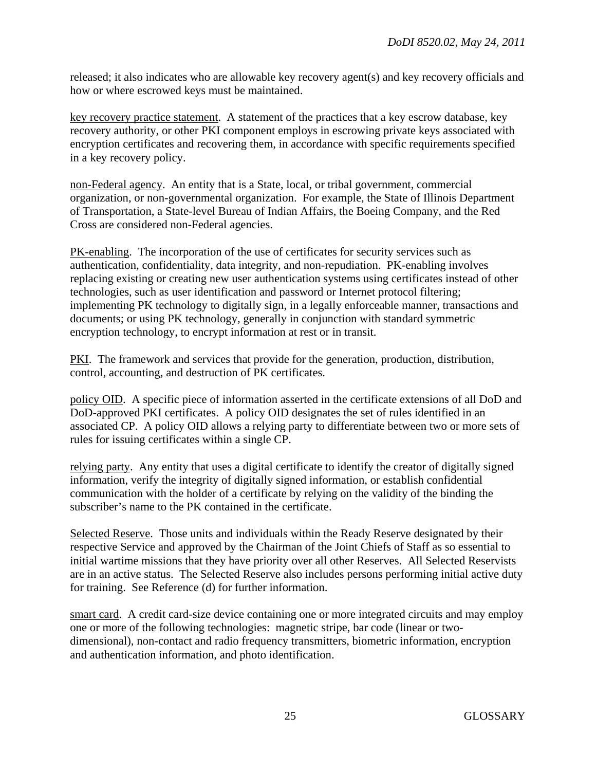released; it also indicates who are allowable key recovery agent(s) and key recovery officials and how or where escrowed keys must be maintained.

key recovery practice statement. A statement of the practices that a key escrow database, key recovery authority, or other PKI component employs in escrowing private keys associated with encryption certificates and recovering them, in accordance with specific requirements specified in a key recovery policy.

non-Federal agency. An entity that is a State, local, or tribal government, commercial organization, or non-governmental organization. For example, the State of Illinois Department of Transportation, a State-level Bureau of Indian Affairs, the Boeing Company, and the Red Cross are considered non-Federal agencies.

PK-enabling. The incorporation of the use of certificates for security services such as authentication, confidentiality, data integrity, and non-repudiation. PK-enabling involves replacing existing or creating new user authentication systems using certificates instead of other technologies, such as user identification and password or Internet protocol filtering; implementing PK technology to digitally sign, in a legally enforceable manner, transactions and documents; or using PK technology, generally in conjunction with standard symmetric encryption technology, to encrypt information at rest or in transit.

PKI. The framework and services that provide for the generation, production, distribution, control, accounting, and destruction of PK certificates.

policy OID. A specific piece of information asserted in the certificate extensions of all DoD and DoD-approved PKI certificates. A policy OID designates the set of rules identified in an associated CP. A policy OID allows a relying party to differentiate between two or more sets of rules for issuing certificates within a single CP.

relying party. Any entity that uses a digital certificate to identify the creator of digitally signed information, verify the integrity of digitally signed information, or establish confidential communication with the holder of a certificate by relying on the validity of the binding the subscriber's name to the PK contained in the certificate.

Selected Reserve. Those units and individuals within the Ready Reserve designated by their respective Service and approved by the Chairman of the Joint Chiefs of Staff as so essential to initial wartime missions that they have priority over all other Reserves. All Selected Reservists are in an active status. The Selected Reserve also includes persons performing initial active duty for training. See Reference (d) for further information.

smart card. A credit card-size device containing one or more integrated circuits and may employ one or more of the following technologies: magnetic stripe, bar code (linear or two-dimensional), non-contact and radio frequency transmitters, biometric information, encryption and authentication information, and photo identification.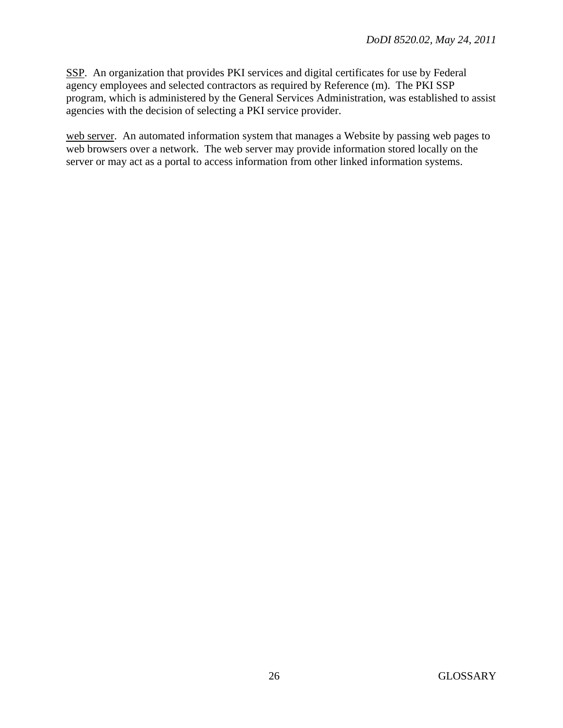SSP. An organization that provides PKI services and digital certificates for use by Federal agency employees and selected contractors as required by Reference (m). The PKI SSP program, which is administered by the General Services Administration, was established to assist agencies with the decision of selecting a PKI service provider.

web server. An automated information system that manages a Website by passing web pages to web browsers over a network. The web server may provide information stored locally on the server or may act as a portal to access information from other linked information systems.